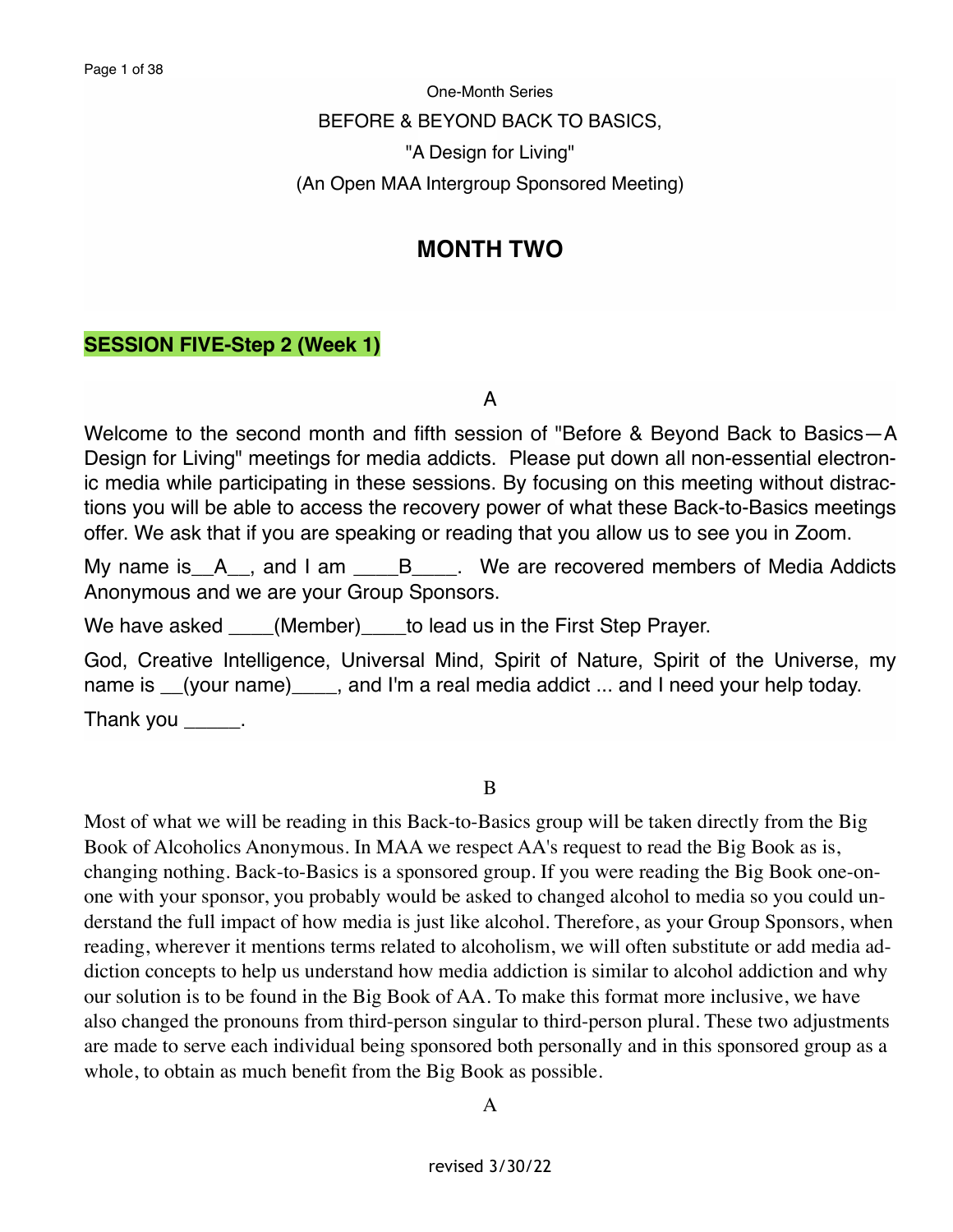One-Month Series

BEFORE & BEYOND BACK TO BASICS,

"A Design for Living"

(An Open MAA Intergroup Sponsored Meeting)

# MONTH TWO

## SESSION FIVE-Step 2 (Week 1)

A

Welcome to the second month and fifth session of "Before & Beyond Back to Basics—A Design for Living" meetings for media addicts. Please put down all non-essential electronic media while participating in these sessions. By focusing on this meeting without distractions you will be able to access the recovery power of what these Back-to-Basics meetings offer. We ask that if you are speaking or reading that you allow us to see you in Zoom.

My name is__A__, and I am ____B____. We are recovered members of Media Addicts Anonymous and we are your Group Sponsors.

We have asked ____(Member)____to lead us in the First Step Prayer.

God, Creative Intelligence, Universal Mind, Spirit of Nature, Spirit of the Universe, my name is __(your name)____, and I'm a real media addict ... and I need your help today.

Thank you _____.

B

Most of what we will be reading in this Back-to-Basics group will be taken directly from the Big Book of Alcoholics Anonymous. In MAA we respect AA's request to read the Big Book as is, changing nothing. Back-to-Basics is a sponsored group. If you were reading the Big Book one-on-one with your sponsor, you probably would be asked to changed alcohol to media so you could understand the full impact of how media is just like alcohol. Therefore, as your Group Sponsors, when reading, wherever it mentions terms related to alcoholism, we will often substitute or add media addiction concepts to help us understand how media addiction is similar to alcohol addiction and why our solution is to be found in the Big Book of AA. To make this format more inclusive, we have also changed the pronouns from third-person singular to third-person plural. These two adjustments are made to serve each individual being sponsored both personally and in this sponsored group as a whole, to obtain as much benefit from the Big Book as possible.

A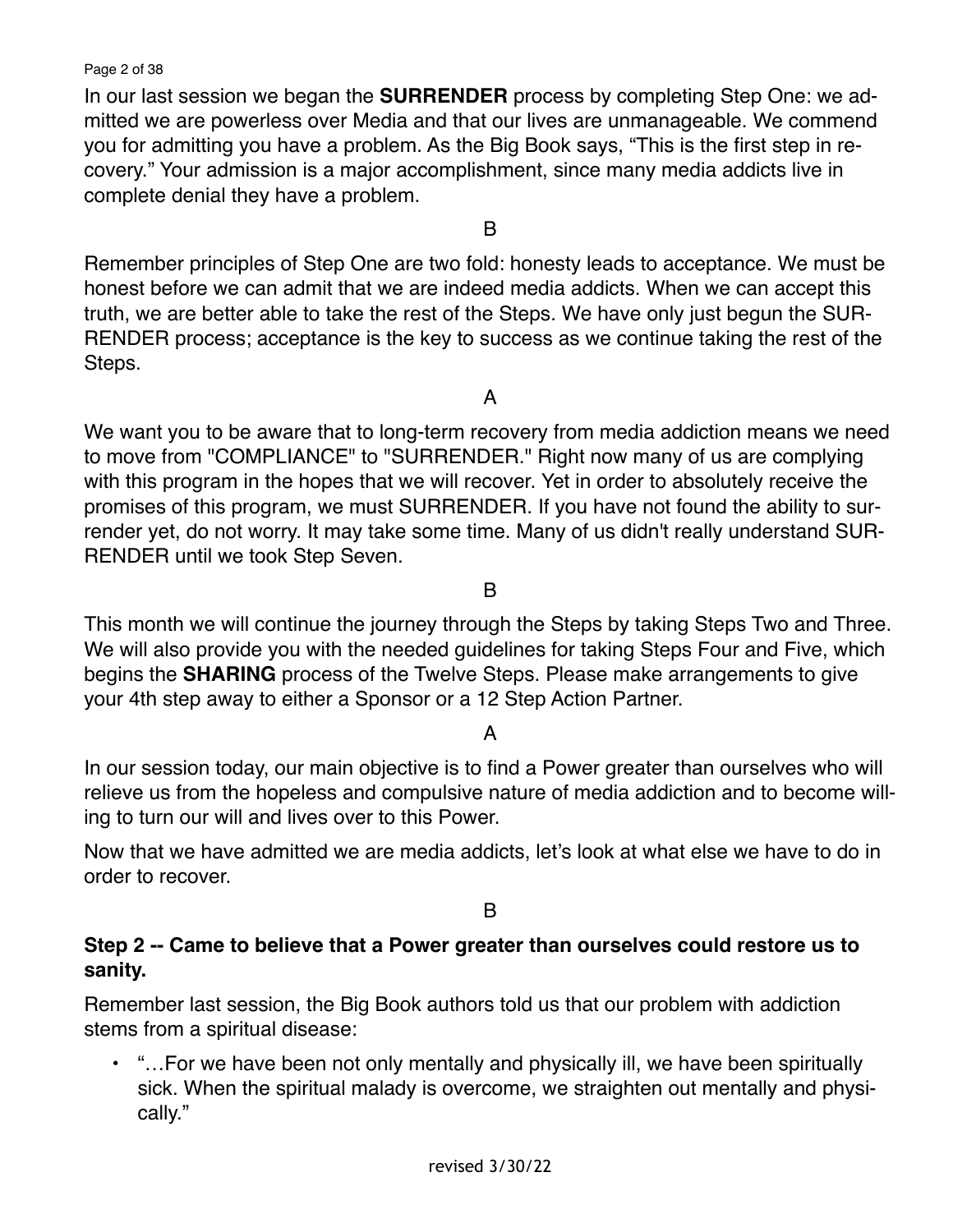In our last session we began the **SURRENDER** process by completing Step One: we admitted we are powerless over Media and that our lives are unmanageable. We commend you for admitting you have a problem. As the Big Book says, "This is the first step in recovery." Your admission is a major accomplishment, since many media addicts live in complete denial they have a problem.

B

Remember principles of Step One are two fold: honesty leads to acceptance. We must be honest before we can admit that we are indeed media addicts. When we can accept this truth, we are better able to take the rest of the Steps. We have only just begun the SURRENDER process; acceptance is the key to success as we continue taking the rest of the Steps.

A

We want you to be aware that to long-term recovery from media addiction means we need to move from "COMPLIANCE" to "SURRENDER." Right now many of us are complying with this program in the hopes that we will recover. Yet in order to absolutely receive the promises of this program, we must SURRENDER. If you have not found the ability to surrender yet, do not worry. It may take some time. Many of us didn't really understand SURRENDER until we took Step Seven.

B

This month we will continue the journey through the Steps by taking Steps Two and Three. We will also provide you with the needed guidelines for taking Steps Four and Five, which begins the **SHARING** process of the Twelve Steps. Please make arrangements to give your 4th step away to either a Sponsor or a 12 Step Action Partner.

A

In our session today, our main objective is to find a Power greater than ourselves who will relieve us from the hopeless and compulsive nature of media addiction and to become willing to turn our will and lives over to this Power.

Now that we have admitted we are media addicts, let's look at what else we have to do in order to recover.

B

**Step 2 -- Came to believe that a Power greater than ourselves could restore us to sanity.**

Remember last session, the Big Book authors told us that our problem with addiction stems from a spiritual disease:

- "…For we have been not only mentally and physically ill, we have been spiritually sick. When the spiritual malady is overcome, we straighten out mentally and physically."

revised 3/30/22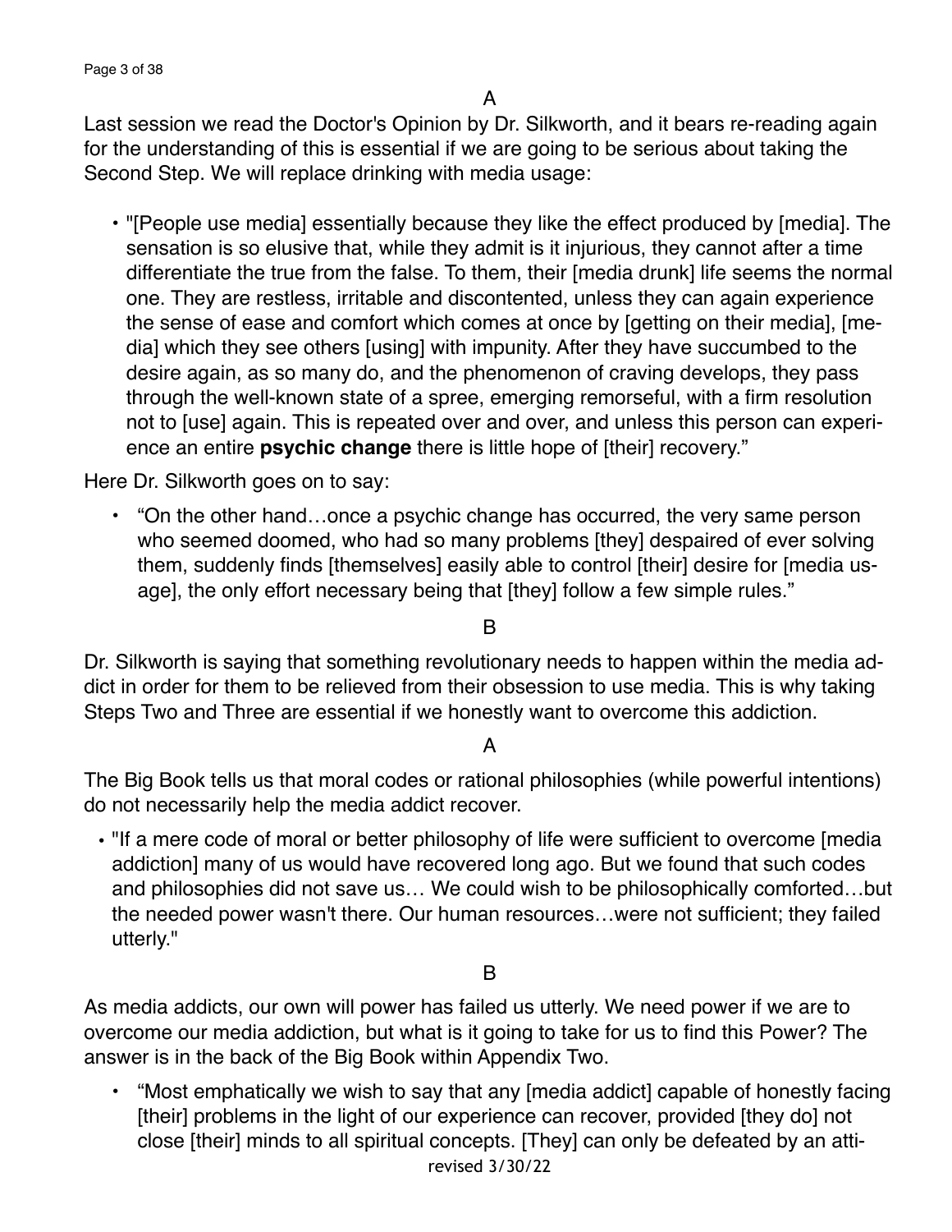A

Last session we read the Doctor's Opinion by Dr. Silkworth, and it bears re-reading again for the understanding of this is essential if we are going to be serious about taking the Second Step. We will replace drinking with media usage:

- "[People use media] essentially because they like the effect produced by [media]. The sensation is so elusive that, while they admit is it injurious, they cannot after a time differentiate the true from the false. To them, their [media drunk] life seems the normal one. They are restless, irritable and discontented, unless they can again experience the sense of ease and comfort which comes at once by [getting on their media], [media] which they see others [using] with impunity. After they have succumbed to the desire again, as so many do, and the phenomenon of craving develops, they pass through the well-known state of a spree, emerging remorseful, with a firm resolution not to [use] again. This is repeated over and over, and unless this person can experience an entire **psychic change** there is little hope of [their] recovery."

Here Dr. Silkworth goes on to say:

- "On the other hand…once a psychic change has occurred, the very same person who seemed doomed, who had so many problems [they] despaired of ever solving them, suddenly finds [themselves] easily able to control [their] desire for [media usage], the only effort necessary being that [they] follow a few simple rules."

B

Dr. Silkworth is saying that something revolutionary needs to happen within the media addict in order for them to be relieved from their obsession to use media. This is why taking Steps Two and Three are essential if we honestly want to overcome this addiction.

A

The Big Book tells us that moral codes or rational philosophies (while powerful intentions) do not necessarily help the media addict recover.

- "If a mere code of moral or better philosophy of life were sufficient to overcome [media addiction] many of us would have recovered long ago. But we found that such codes and philosophies did not save us… We could wish to be philosophically comforted…but the needed power wasn't there. Our human resources…were not sufficient; they failed utterly."

B

As media addicts, our own will power has failed us utterly. We need power if we are to overcome our media addiction, but what is it going to take for us to find this Power? The answer is in the back of the Big Book within Appendix Two.

- "Most emphatically we wish to say that any [media addict] capable of honestly facing [their] problems in the light of our experience can recover, provided [they do] not close [their] minds to all spiritual concepts. [They] can only be defeated by an atti-

revised 3/30/22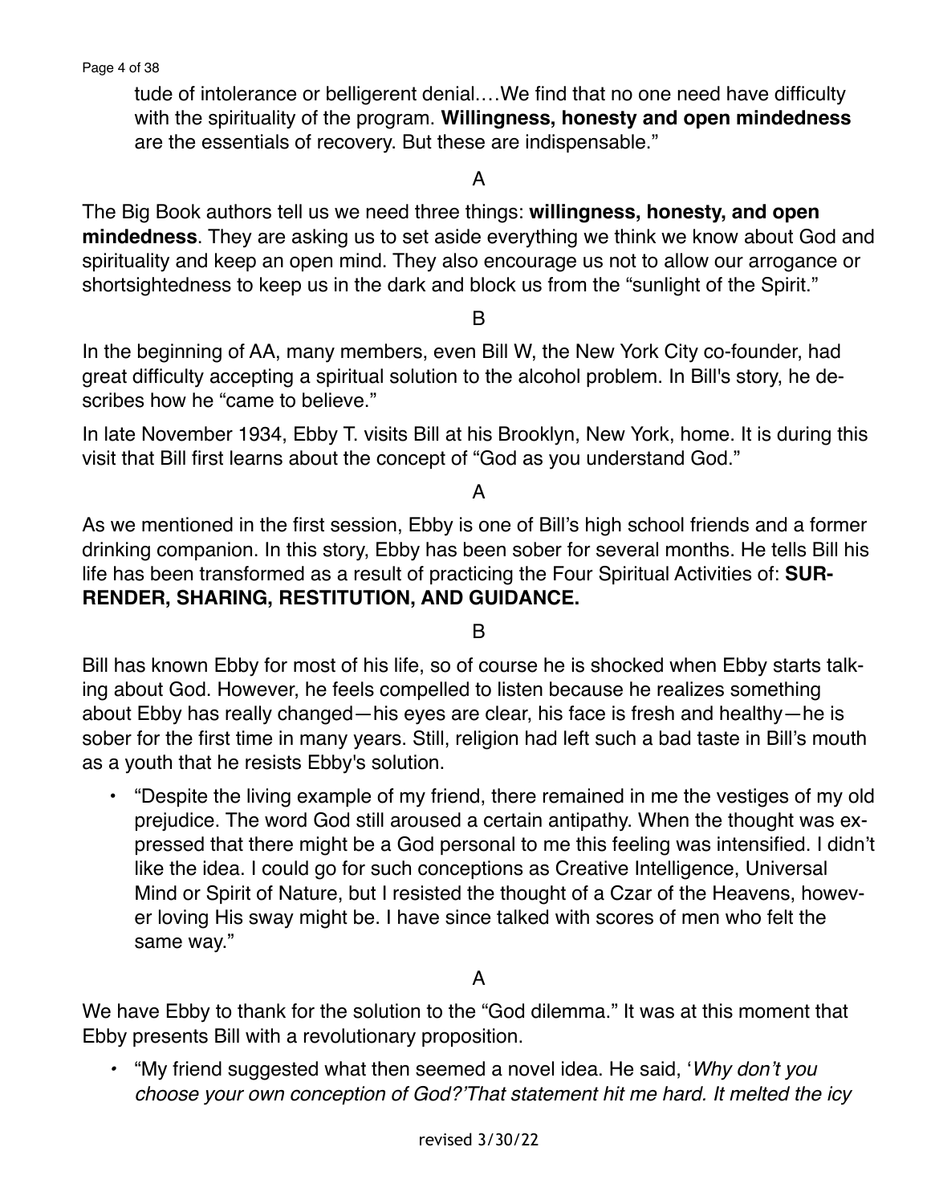tude of intolerance or belligerent denial.…We find that no one need have difficulty with the spirituality of the program. **Willingness, honesty and open mindedness** are the essentials of recovery. But these are indispensable."

A

The Big Book authors tell us we need three things: **willingness, honesty, and open mindedness**. They are asking us to set aside everything we think we know about God and spirituality and keep an open mind. They also encourage us not to allow our arrogance or shortsightedness to keep us in the dark and block us from the "sunlight of the Spirit."

B

In the beginning of AA, many members, even Bill W, the New York City co-founder, had great difficulty accepting a spiritual solution to the alcohol problem. In Bill's story, he describes how he "came to believe."

In late November 1934, Ebby T. visits Bill at his Brooklyn, New York, home. It is during this visit that Bill first learns about the concept of "God as you understand God."

A

As we mentioned in the first session, Ebby is one of Bill's high school friends and a former drinking companion. In this story, Ebby has been sober for several months. He tells Bill his life has been transformed as a result of practicing the Four Spiritual Activities of: **SURRENDER, SHARING, RESTITUTION, AND GUIDANCE.**

B

Bill has known Ebby for most of his life, so of course he is shocked when Ebby starts talking about God. However, he feels compelled to listen because he realizes something about Ebby has really changed—his eyes are clear, his face is fresh and healthy—he is sober for the first time in many years. Still, religion had left such a bad taste in Bill's mouth as a youth that he resists Ebby's solution.

- "Despite the living example of my friend, there remained in me the vestiges of my old prejudice. The word God still aroused a certain antipathy. When the thought was expressed that there might be a God personal to me this feeling was intensified. I didn't like the idea. I could go for such conceptions as Creative Intelligence, Universal Mind or Spirit of Nature, but I resisted the thought of a Czar of the Heavens, however loving His sway might be. I have since talked with scores of men who felt the same way."

A

We have Ebby to thank for the solution to the "God dilemma." It was at this moment that Ebby presents Bill with a revolutionary proposition.

- "My friend suggested what then seemed a novel idea. He said, '*Why don't you choose your own conception of God?'That statement hit me hard. It melted the icy*

revised 3/30/22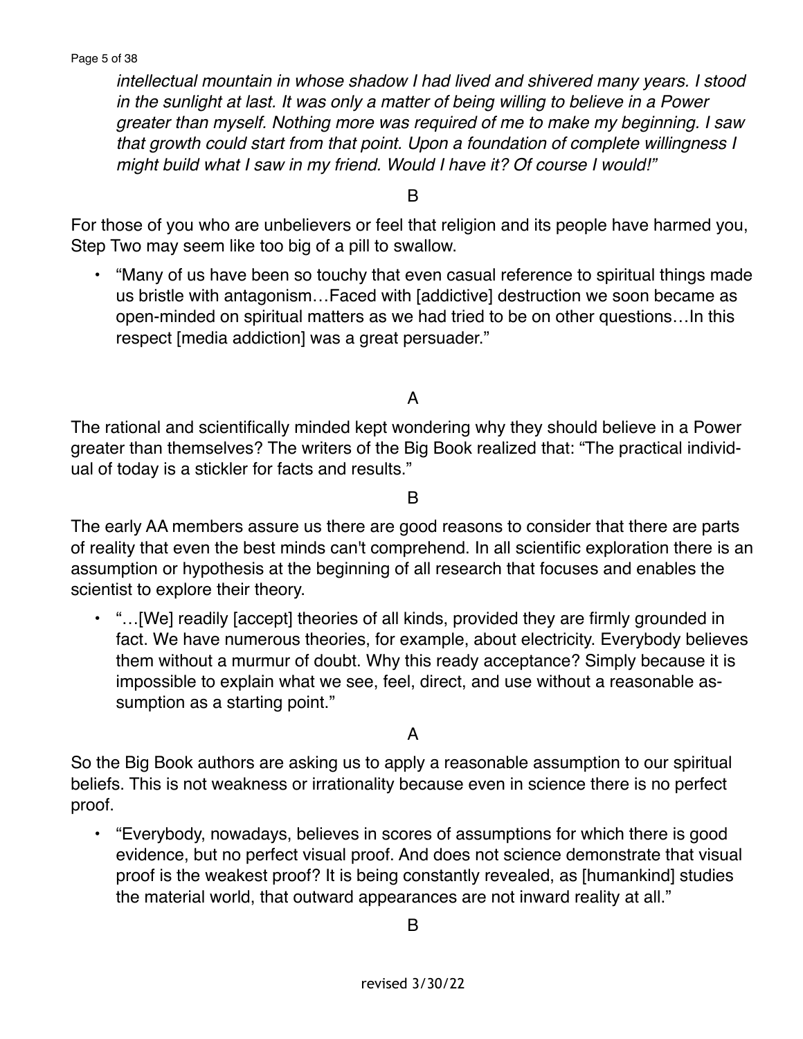*intellectual mountain in whose shadow I had lived and shivered many years. I stood in the sunlight at last. It was only a matter of being willing to believe in a Power greater than myself. Nothing more was required of me to make my beginning. I saw that growth could start from that point. Upon a foundation of complete willingness I might build what I saw in my friend. Would I have it? Of course I would!"*

B

For those of you who are unbelievers or feel that religion and its people have harmed you, Step Two may seem like too big of a pill to swallow.

- "Many of us have been so touchy that even casual reference to spiritual things made us bristle with antagonism…Faced with [addictive] destruction we soon became as open-minded on spiritual matters as we had tried to be on other questions…In this respect [media addiction] was a great persuader."

A

The rational and scientifically minded kept wondering why they should believe in a Power greater than themselves? The writers of the Big Book realized that: "The practical individual of today is a stickler for facts and results."

B

The early AA members assure us there are good reasons to consider that there are parts of reality that even the best minds can't comprehend. In all scientific exploration there is an assumption or hypothesis at the beginning of all research that focuses and enables the scientist to explore their theory.

- "…[We] readily [accept] theories of all kinds, provided they are firmly grounded in fact. We have numerous theories, for example, about electricity. Everybody believes them without a murmur of doubt. Why this ready acceptance? Simply because it is impossible to explain what we see, feel, direct, and use without a reasonable assumption as a starting point."

A

So the Big Book authors are asking us to apply a reasonable assumption to our spiritual beliefs. This is not weakness or irrationality because even in science there is no perfect proof.

- "Everybody, nowadays, believes in scores of assumptions for which there is good evidence, but no perfect visual proof. And does not science demonstrate that visual proof is the weakest proof? It is being constantly revealed, as [humankind] studies the material world, that outward appearances are not inward reality at all."

B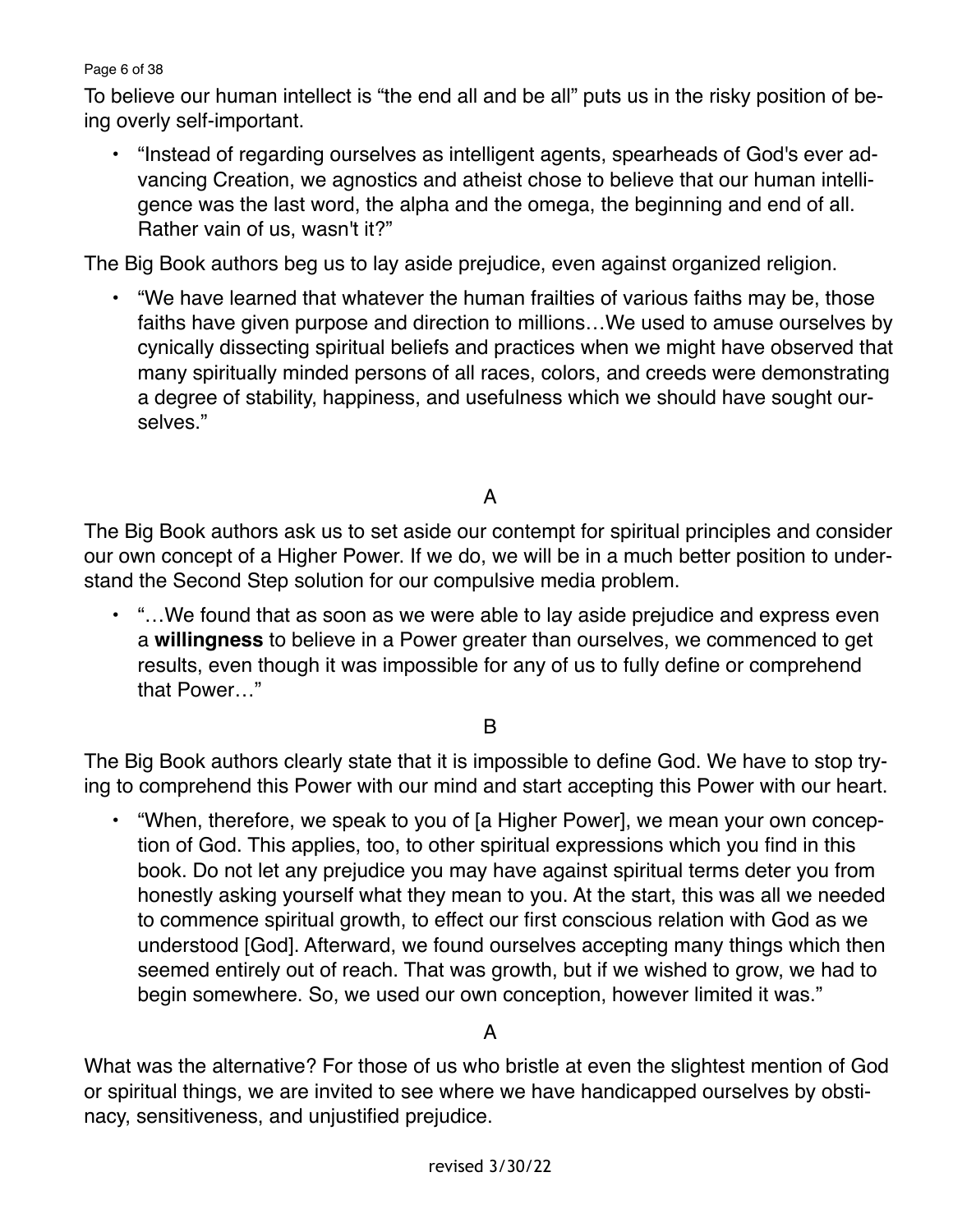To believe our human intellect is "the end all and be all" puts us in the risky position of being overly self-important.

- "Instead of regarding ourselves as intelligent agents, spearheads of God's ever advancing Creation, we agnostics and atheist chose to believe that our human intelligence was the last word, the alpha and the omega, the beginning and end of all. Rather vain of us, wasn't it?"

The Big Book authors beg us to lay aside prejudice, even against organized religion.

- "We have learned that whatever the human frailties of various faiths may be, those faiths have given purpose and direction to millions…We used to amuse ourselves by cynically dissecting spiritual beliefs and practices when we might have observed that many spiritually minded persons of all races, colors, and creeds were demonstrating a degree of stability, happiness, and usefulness which we should have sought ourselves."

A

The Big Book authors ask us to set aside our contempt for spiritual principles and consider our own concept of a Higher Power. If we do, we will be in a much better position to understand the Second Step solution for our compulsive media problem.

- "…We found that as soon as we were able to lay aside prejudice and express even a **willingness** to believe in a Power greater than ourselves, we commenced to get results, even though it was impossible for any of us to fully define or comprehend that Power…"

B

The Big Book authors clearly state that it is impossible to define God. We have to stop trying to comprehend this Power with our mind and start accepting this Power with our heart.

- "When, therefore, we speak to you of [a Higher Power], we mean your own conception of God. This applies, too, to other spiritual expressions which you find in this book. Do not let any prejudice you may have against spiritual terms deter you from honestly asking yourself what they mean to you. At the start, this was all we needed to commence spiritual growth, to effect our first conscious relation with God as we understood [God]. Afterward, we found ourselves accepting many things which then seemed entirely out of reach. That was growth, but if we wished to grow, we had to begin somewhere. So, we used our own conception, however limited it was."

A

What was the alternative? For those of us who bristle at even the slightest mention of God or spiritual things, we are invited to see where we have handicapped ourselves by obstinacy, sensitiveness, and unjustified prejudice.

revised 3/30/22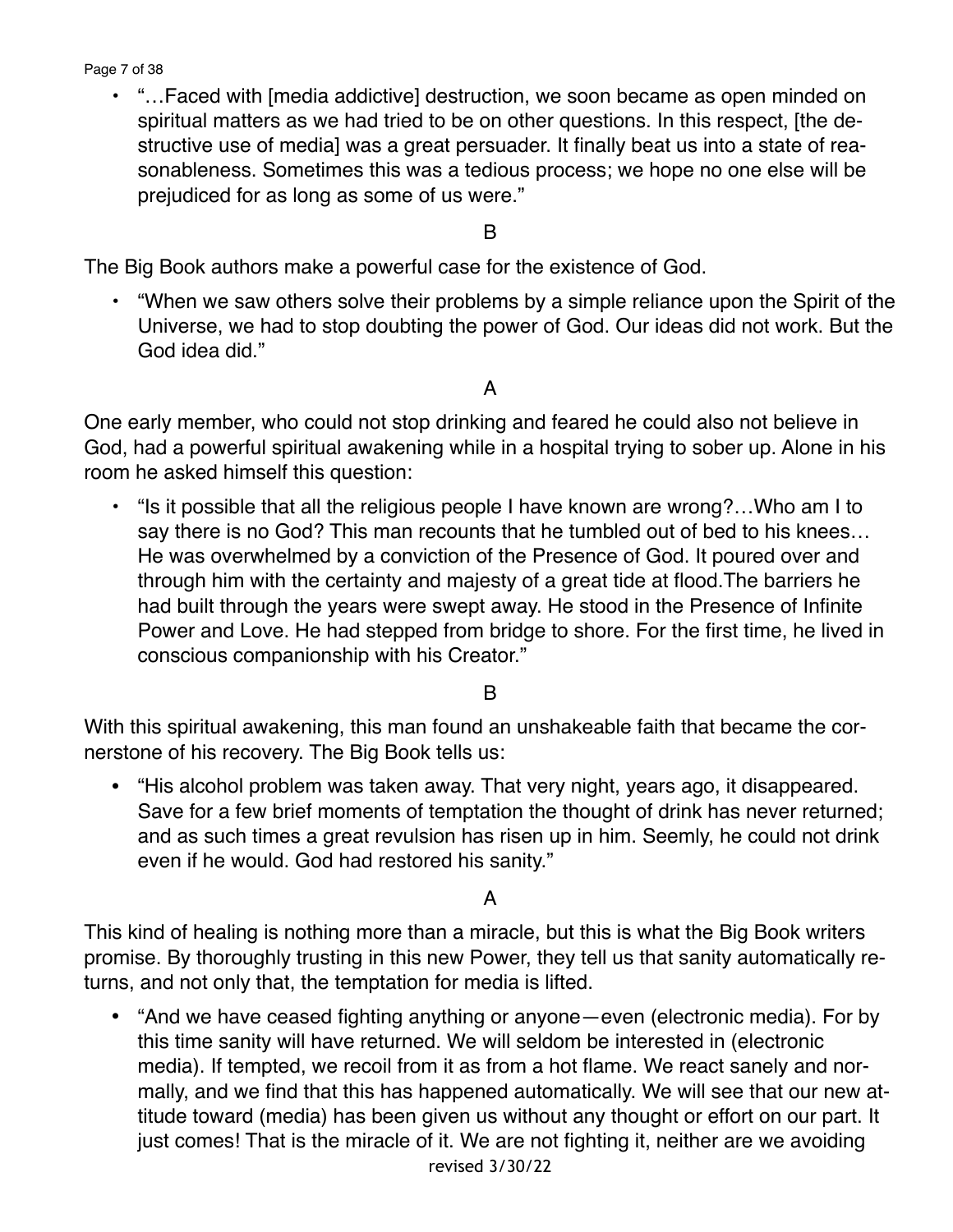- "…Faced with [media addictive] destruction, we soon became as open minded on spiritual matters as we had tried to be on other questions. In this respect, [the destructive use of media] was a great persuader. It finally beat us into a state of reasonableness. Sometimes this was a tedious process; we hope no one else will be prejudiced for as long as some of us were."

B

The Big Book authors make a powerful case for the existence of God.

- "When we saw others solve their problems by a simple reliance upon the Spirit of the Universe, we had to stop doubting the power of God. Our ideas did not work. But the God idea did."

A

One early member, who could not stop drinking and feared he could also not believe in God, had a powerful spiritual awakening while in a hospital trying to sober up. Alone in his room he asked himself this question:

- "Is it possible that all the religious people I have known are wrong?…Who am I to say there is no God? This man recounts that he tumbled out of bed to his knees… He was overwhelmed by a conviction of the Presence of God. It poured over and through him with the certainty and majesty of a great tide at flood.The barriers he had built through the years were swept away. He stood in the Presence of Infinite Power and Love. He had stepped from bridge to shore. For the first time, he lived in conscious companionship with his Creator."

B

With this spiritual awakening, this man found an unshakeable faith that became the cornerstone of his recovery. The Big Book tells us:

- "His alcohol problem was taken away. That very night, years ago, it disappeared. Save for a few brief moments of temptation the thought of drink has never returned; and as such times a great revulsion has risen up in him. Seemly, he could not drink even if he would. God had restored his sanity."

A

This kind of healing is nothing more than a miracle, but this is what the Big Book writers promise. By thoroughly trusting in this new Power, they tell us that sanity automatically returns, and not only that, the temptation for media is lifted.

- "And we have ceased fighting anything or anyone—even (electronic media). For by this time sanity will have returned. We will seldom be interested in (electronic media). If tempted, we recoil from it as from a hot flame. We react sanely and normally, and we find that this has happened automatically. We will see that our new attitude toward (media) has been given us without any thought or effort on our part. It just comes! That is the miracle of it. We are not fighting it, neither are we avoiding

revised 3/30/22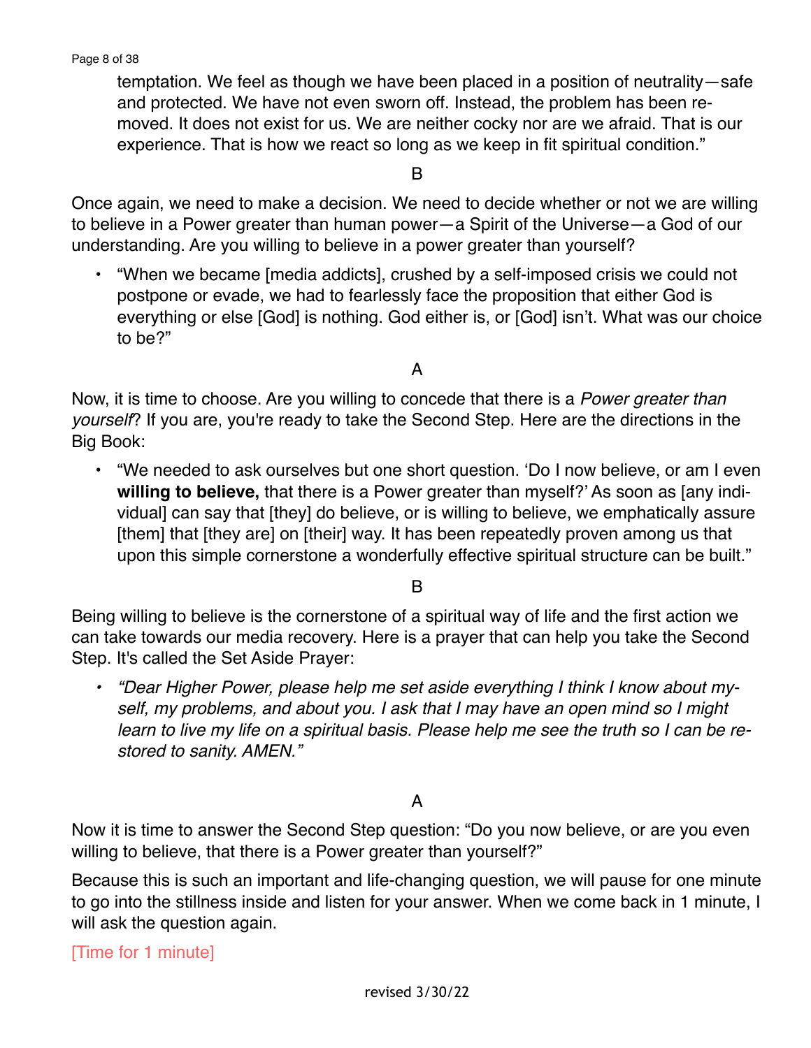> temptation. We feel as though we have been placed in a position of neutrality—safe and protected. We have not even sworn off. Instead, the problem has been removed. It does not exist for us. We are neither cocky nor are we afraid. That is our experience. That is how we react so long as we keep in fit spiritual condition."

B

Once again, we need to make a decision. We need to decide whether or not we are willing to believe in a Power greater than human power—a Spirit of the Universe—a God of our understanding. Are you willing to believe in a power greater than yourself?

- "When we became [media addicts], crushed by a self-imposed crisis we could not postpone or evade, we had to fearlessly face the proposition that either God is everything or else [God] is nothing. God either is, or [God] isn't. What was our choice to be?"

A

Now, it is time to choose. Are you willing to concede that there is a *Power greater than yourself*? If you are, you're ready to take the Second Step. Here are the directions in the Big Book:

- "We needed to ask ourselves but one short question. 'Do I now believe, or am I even **willing to believe,** that there is a Power greater than myself?' As soon as [any individual] can say that [they] do believe, or is willing to believe, we emphatically assure [them] that [they are] on [their] way. It has been repeatedly proven among us that upon this simple cornerstone a wonderfully effective spiritual structure can be built."

B

Being willing to believe is the cornerstone of a spiritual way of life and the first action we can take towards our media recovery. Here is a prayer that can help you take the Second Step. It's called the Set Aside Prayer:

- *"Dear Higher Power, please help me set aside everything I think I know about myself, my problems, and about you. I ask that I may have an open mind so I might learn to live my life on a spiritual basis. Please help me see the truth so I can be restored to sanity. AMEN."*

A

Now it is time to answer the Second Step question: "Do you now believe, or are you even willing to believe, that there is a Power greater than yourself?"

Because this is such an important and life-changing question, we will pause for one minute to go into the stillness inside and listen for your answer. When we come back in 1 minute, I will ask the question again.

[Time for 1 minute]

revised 3/30/22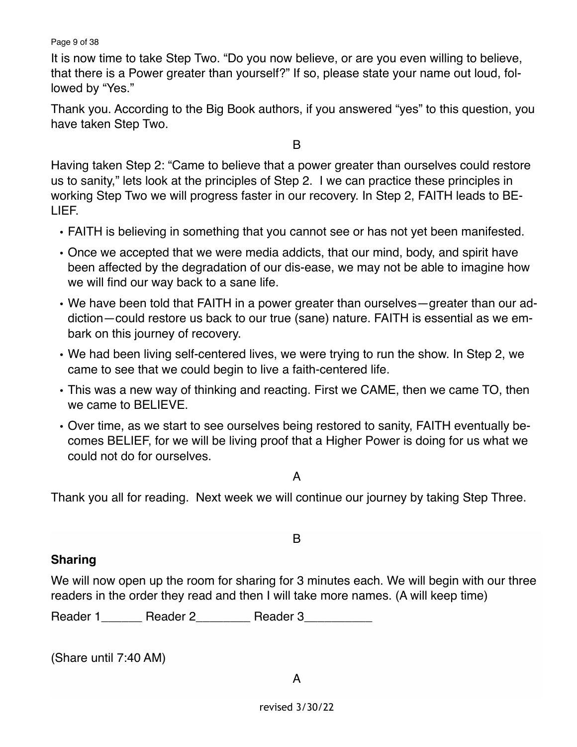It is now time to take Step Two. “Do you now believe, or are you even willing to believe, that there is a Power greater than yourself?” If so, please state your name out loud, followed by “Yes.”

Thank you. According to the Big Book authors, if you answered “yes” to this question, you have taken Step Two.

B

Having taken Step 2: “Came to believe that a power greater than ourselves could restore us to sanity,” lets look at the principles of Step 2. I we can practice these principles in working Step Two we will progress faster in our recovery. In Step 2, FAITH leads to BELIEF.

- FAITH is believing in something that you cannot see or has not yet been manifested.
- Once we accepted that we were media addicts, that our mind, body, and spirit have been affected by the degradation of our dis-ease, we may not be able to imagine how we will find our way back to a sane life.
- We have been told that FAITH in a power greater than ourselves—greater than our addiction—could restore us back to our true (sane) nature. FAITH is essential as we embark on this journey of recovery.
- We had been living self-centered lives, we were trying to run the show. In Step 2, we came to see that we could begin to live a faith-centered life.
- This was a new way of thinking and reacting. First we CAME, then we came TO, then we came to BELIEVE.
- Over time, as we start to see ourselves being restored to sanity, FAITH eventually becomes BELIEF, for we will be living proof that a Higher Power is doing for us what we could not do for ourselves.

A

Thank you all for reading. Next week we will continue our journey by taking Step Three.

B

**Sharing**

We will now open up the room for sharing for 3 minutes each. We will begin with our three readers in the order they read and then I will take more names. (A will keep time)

Reader 1______ Reader 2________ Reader 3__________

(Share until 7:40 AM)

A

revised 3/30/22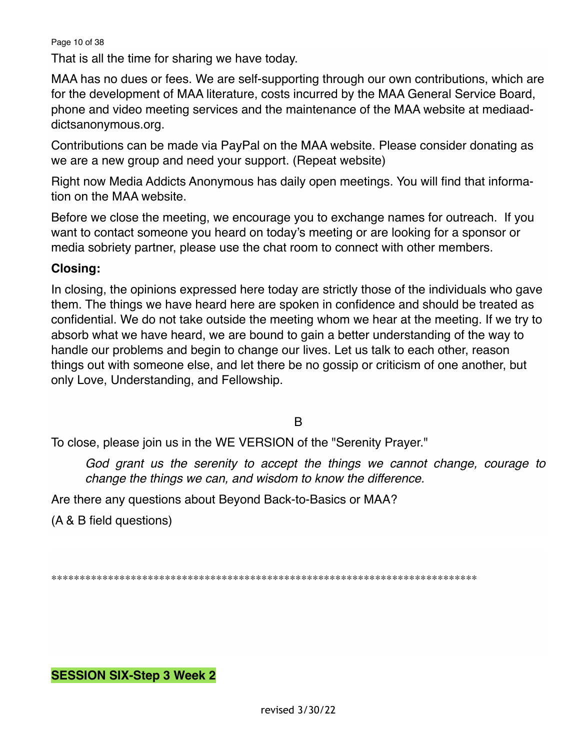That is all the time for sharing we have today.

MAA has no dues or fees. We are self-supporting through our own contributions, which are for the development of MAA literature, costs incurred by the MAA General Service Board, phone and video meeting services and the maintenance of the MAA website at mediaaddictsanonymous.org.

Contributions can be made via PayPal on the MAA website. Please consider donating as we are a new group and need your support. (Repeat website)

Right now Media Addicts Anonymous has daily open meetings. You will find that information on the MAA website.

Before we close the meeting, we encourage you to exchange names for outreach. If you want to contact someone you heard on today's meeting or are looking for a sponsor or media sobriety partner, please use the chat room to connect with other members.

**Closing:**

In closing, the opinions expressed here today are strictly those of the individuals who gave them. The things we have heard here are spoken in confidence and should be treated as confidential. We do not take outside the meeting whom we hear at the meeting. If we try to absorb what we have heard, we are bound to gain a better understanding of the way to handle our problems and begin to change our lives. Let us talk to each other, reason things out with someone else, and let there be no gossip or criticism of one another, but only Love, Understanding, and Fellowship.

B

To close, please join us in the WE VERSION of the "Serenity Prayer."

> *God grant us the serenity to accept the things we cannot change, courage to change the things we can, and wisdom to know the difference.*

Are there any questions about Beyond Back-to-Basics or MAA?

(A & B field questions)

****************************************************************************

**SESSION SIX-Step 3 Week 2**

revised 3/30/22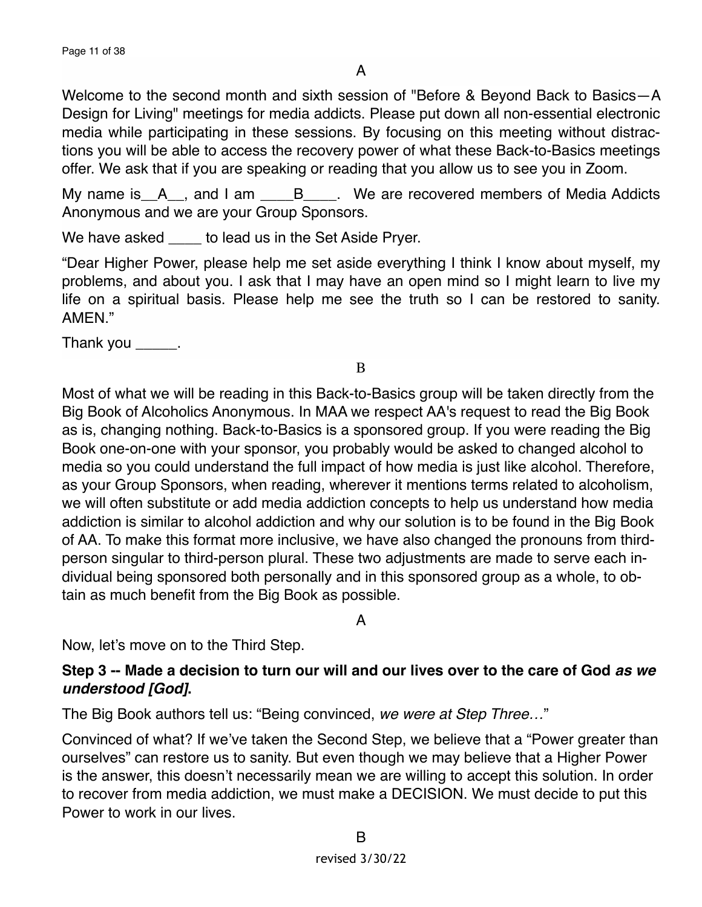A

Welcome to the second month and sixth session of "Before & Beyond Back to Basics—A Design for Living" meetings for media addicts. Please put down all non-essential electronic media while participating in these sessions. By focusing on this meeting without distractions you will be able to access the recovery power of what these Back-to-Basics meetings offer. We ask that if you are speaking or reading that you allow us to see you in Zoom.

My name is\_\_A\_\_, and I am \_\_\_\_B\_\_\_\_. We are recovered members of Media Addicts Anonymous and we are your Group Sponsors.

We have asked \_\_\_\_ to lead us in the Set Aside Pryer.

"Dear Higher Power, please help me set aside everything I think I know about myself, my problems, and about you. I ask that I may have an open mind so I might learn to live my life on a spiritual basis. Please help me see the truth so I can be restored to sanity. AMEN."

Thank you \_\_\_\_\_.

B

Most of what we will be reading in this Back-to-Basics group will be taken directly from the Big Book of Alcoholics Anonymous. In MAA we respect AA's request to read the Big Book as is, changing nothing. Back-to-Basics is a sponsored group. If you were reading the Big Book one-on-one with your sponsor, you probably would be asked to changed alcohol to media so you could understand the full impact of how media is just like alcohol. Therefore, as your Group Sponsors, when reading, wherever it mentions terms related to alcoholism, we will often substitute or add media addiction concepts to help us understand how media addiction is similar to alcohol addiction and why our solution is to be found in the Big Book of AA. To make this format more inclusive, we have also changed the pronouns from third-person singular to third-person plural. These two adjustments are made to serve each individual being sponsored both personally and in this sponsored group as a whole, to obtain as much benefit from the Big Book as possible.

A

Now, let's move on to the Third Step.

**Step 3 -- Made a decision to turn our will and our lives over to the care of God *as we understood [God]*.**

The Big Book authors tell us: "Being convinced, *we were at Step Three…*"

Convinced of what? If we've taken the Second Step, we believe that a "Power greater than ourselves" can restore us to sanity. But even though we may believe that a Higher Power is the answer, this doesn't necessarily mean we are willing to accept this solution. In order to recover from media addiction, we must make a DECISION. We must decide to put this Power to work in our lives.

B

revised 3/30/22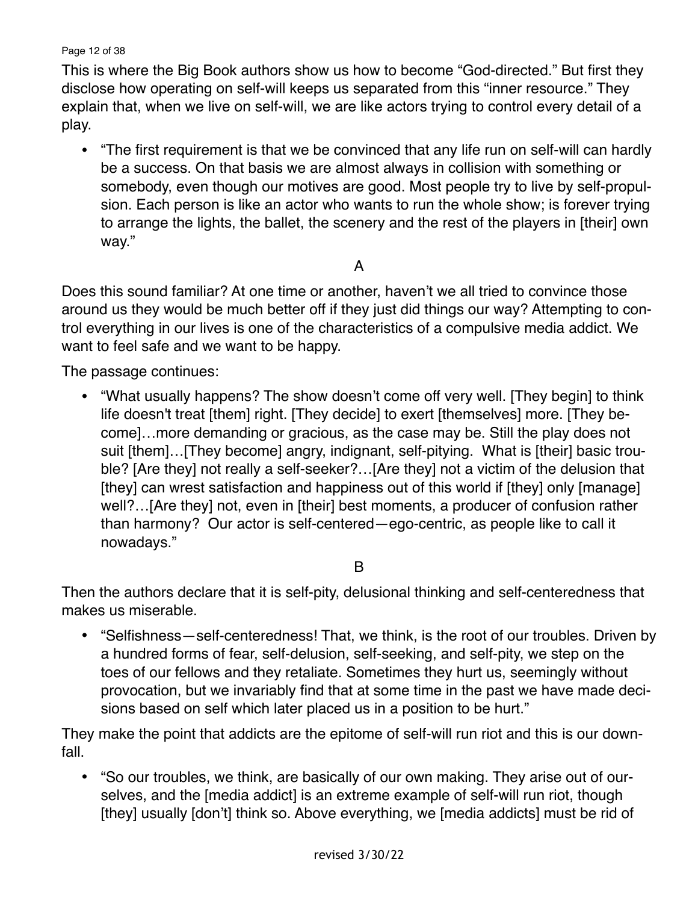This is where the Big Book authors show us how to become "God-directed." But first they disclose how operating on self-will keeps us separated from this "inner resource." They explain that, when we live on self-will, we are like actors trying to control every detail of a play.

- "The first requirement is that we be convinced that any life run on self-will can hardly be a success. On that basis we are almost always in collision with something or somebody, even though our motives are good. Most people try to live by self-propulsion. Each person is like an actor who wants to run the whole show; is forever trying to arrange the lights, the ballet, the scenery and the rest of the players in [their] own way."

A

Does this sound familiar? At one time or another, haven't we all tried to convince those around us they would be much better off if they just did things our way? Attempting to control everything in our lives is one of the characteristics of a compulsive media addict. We want to feel safe and we want to be happy.

The passage continues:

- "What usually happens? The show doesn't come off very well. [They begin] to think life doesn't treat [them] right. [They decide] to exert [themselves] more. [They become]…more demanding or gracious, as the case may be. Still the play does not suit [them]…[They become] angry, indignant, self-pitying. What is [their] basic trouble? [Are they] not really a self-seeker?…[Are they] not a victim of the delusion that [they] can wrest satisfaction and happiness out of this world if [they] only [manage] well?…[Are they] not, even in [their] best moments, a producer of confusion rather than harmony? Our actor is self-centered—ego-centric, as people like to call it nowadays."

B

Then the authors declare that it is self-pity, delusional thinking and self-centeredness that makes us miserable.

- "Selfishness—self-centeredness! That, we think, is the root of our troubles. Driven by a hundred forms of fear, self-delusion, self-seeking, and self-pity, we step on the toes of our fellows and they retaliate. Sometimes they hurt us, seemingly without provocation, but we invariably find that at some time in the past we have made decisions based on self which later placed us in a position to be hurt."

They make the point that addicts are the epitome of self-will run riot and this is our downfall.

- "So our troubles, we think, are basically of our own making. They arise out of ourselves, and the [media addict] is an extreme example of self-will run riot, though [they] usually [don't] think so. Above everything, we [media addicts] must be rid of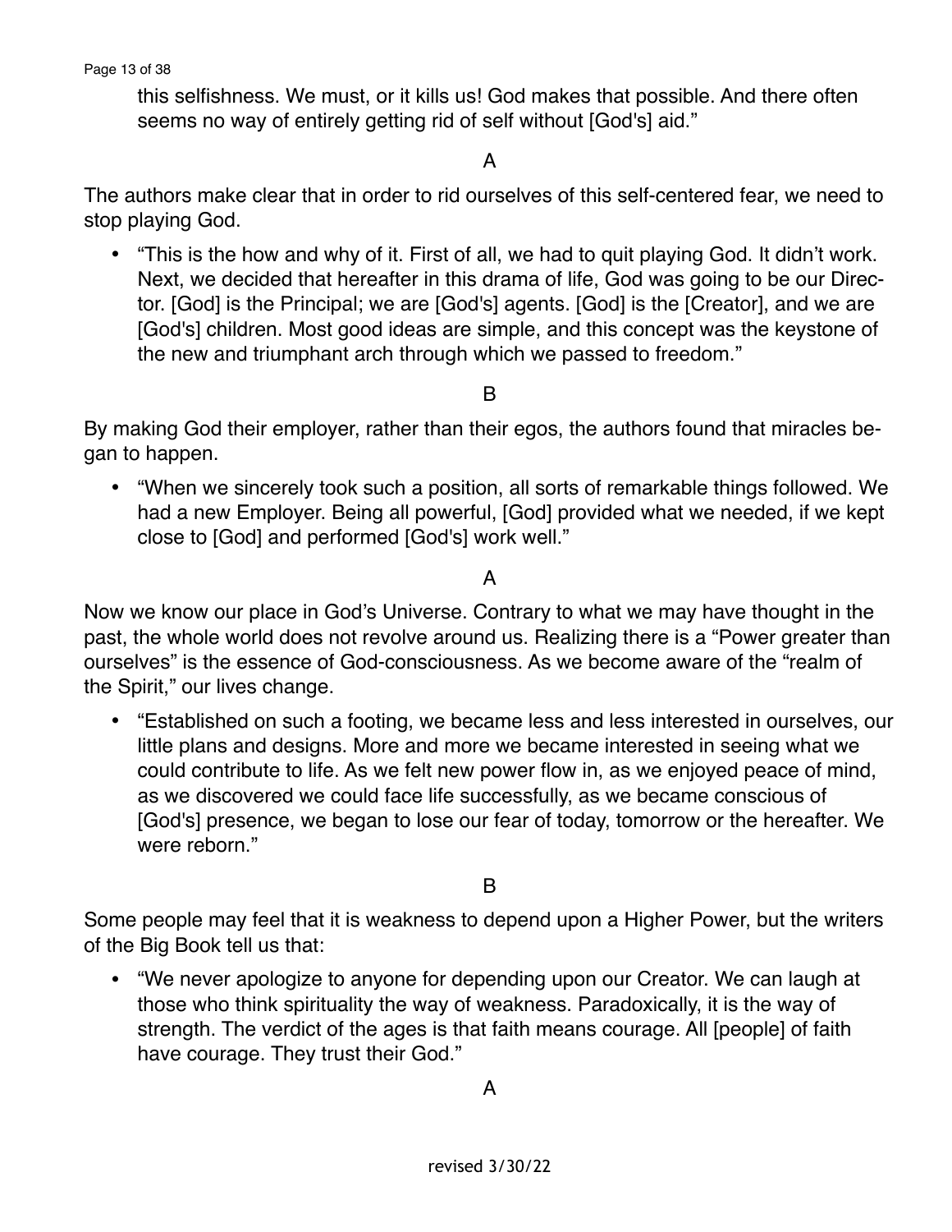this selfishness. We must, or it kills us! God makes that possible. And there often seems no way of entirely getting rid of self without [God's] aid."

A

The authors make clear that in order to rid ourselves of this self-centered fear, we need to stop playing God.

- "This is the how and why of it. First of all, we had to quit playing God. It didn't work. Next, we decided that hereafter in this drama of life, God was going to be our Director. [God] is the Principal; we are [God's] agents. [God] is the [Creator], and we are [God's] children. Most good ideas are simple, and this concept was the keystone of the new and triumphant arch through which we passed to freedom."

B

By making God their employer, rather than their egos, the authors found that miracles began to happen.

- "When we sincerely took such a position, all sorts of remarkable things followed. We had a new Employer. Being all powerful, [God] provided what we needed, if we kept close to [God] and performed [God's] work well."

A

Now we know our place in God's Universe. Contrary to what we may have thought in the past, the whole world does not revolve around us. Realizing there is a "Power greater than ourselves" is the essence of God-consciousness. As we become aware of the "realm of the Spirit," our lives change.

- "Established on such a footing, we became less and less interested in ourselves, our little plans and designs. More and more we became interested in seeing what we could contribute to life. As we felt new power flow in, as we enjoyed peace of mind, as we discovered we could face life successfully, as we became conscious of [God's] presence, we began to lose our fear of today, tomorrow or the hereafter. We were reborn."

B

Some people may feel that it is weakness to depend upon a Higher Power, but the writers of the Big Book tell us that:

- "We never apologize to anyone for depending upon our Creator. We can laugh at those who think spirituality the way of weakness. Paradoxically, it is the way of strength. The verdict of the ages is that faith means courage. All [people] of faith have courage. They trust their God."

A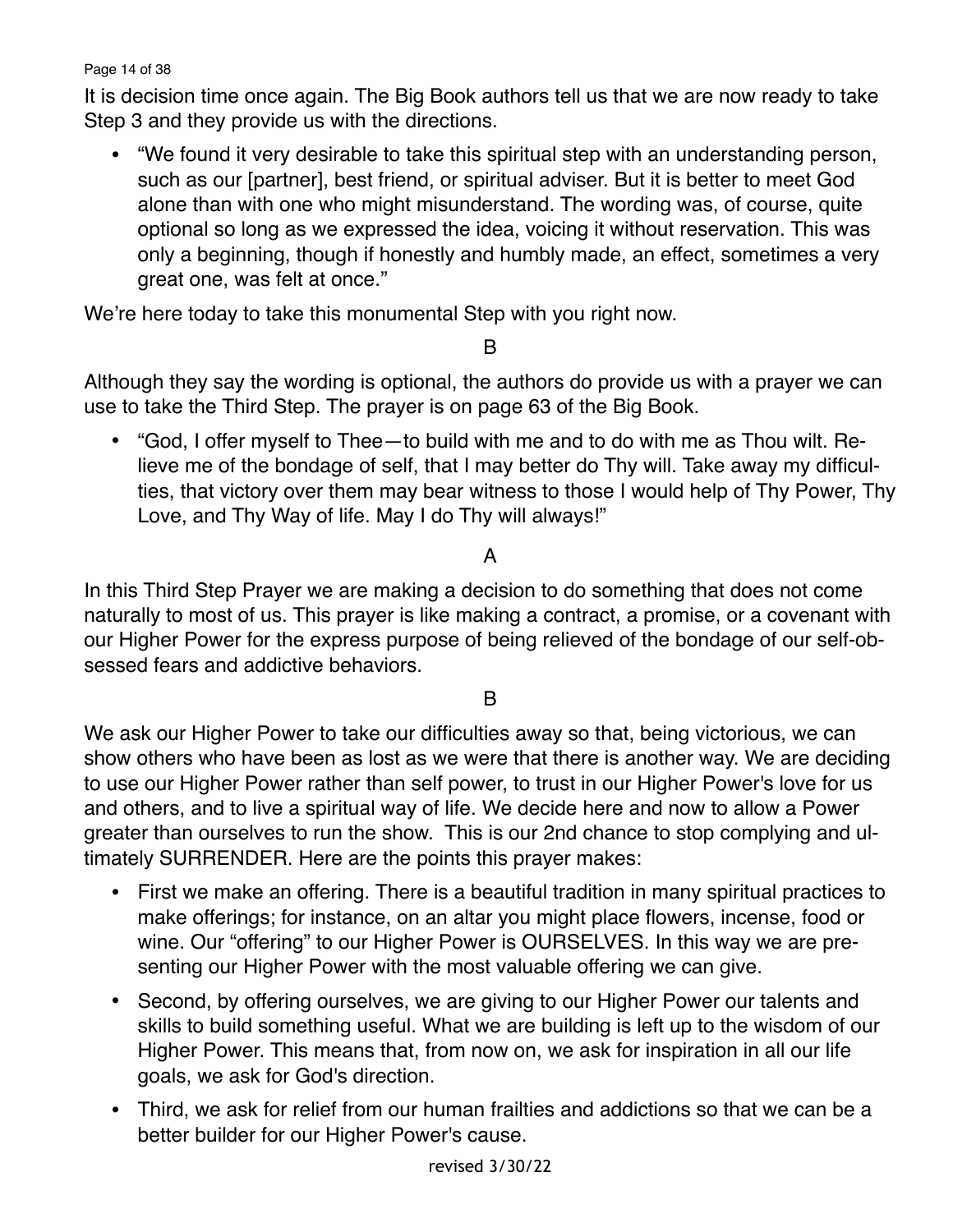It is decision time once again. The Big Book authors tell us that we are now ready to take Step 3 and they provide us with the directions.

- "We found it very desirable to take this spiritual step with an understanding person, such as our [partner], best friend, or spiritual adviser. But it is better to meet God alone than with one who might misunderstand. The wording was, of course, quite optional so long as we expressed the idea, voicing it without reservation. This was only a beginning, though if honestly and humbly made, an effect, sometimes a very great one, was felt at once."

We're here today to take this monumental Step with you right now.

B

Although they say the wording is optional, the authors do provide us with a prayer we can use to take the Third Step. The prayer is on page 63 of the Big Book.

- "God, I offer myself to Thee—to build with me and to do with me as Thou wilt. Relieve me of the bondage of self, that I may better do Thy will. Take away my difficulties, that victory over them may bear witness to those I would help of Thy Power, Thy Love, and Thy Way of life. May I do Thy will always!"

A

In this Third Step Prayer we are making a decision to do something that does not come naturally to most of us. This prayer is like making a contract, a promise, or a covenant with our Higher Power for the express purpose of being relieved of the bondage of our self-obsessed fears and addictive behaviors.

B

We ask our Higher Power to take our difficulties away so that, being victorious, we can show others who have been as lost as we were that there is another way. We are deciding to use our Higher Power rather than self power, to trust in our Higher Power's love for us and others, and to live a spiritual way of life. We decide here and now to allow a Power greater than ourselves to run the show. This is our 2nd chance to stop complying and ultimately SURRENDER. Here are the points this prayer makes:

- First we make an offering. There is a beautiful tradition in many spiritual practices to make offerings; for instance, on an altar you might place flowers, incense, food or wine. Our "offering" to our Higher Power is OURSELVES. In this way we are presenting our Higher Power with the most valuable offering we can give.
- Second, by offering ourselves, we are giving to our Higher Power our talents and skills to build something useful. What we are building is left up to the wisdom of our Higher Power. This means that, from now on, we ask for inspiration in all our life goals, we ask for God's direction.
- Third, we ask for relief from our human frailties and addictions so that we can be a better builder for our Higher Power's cause.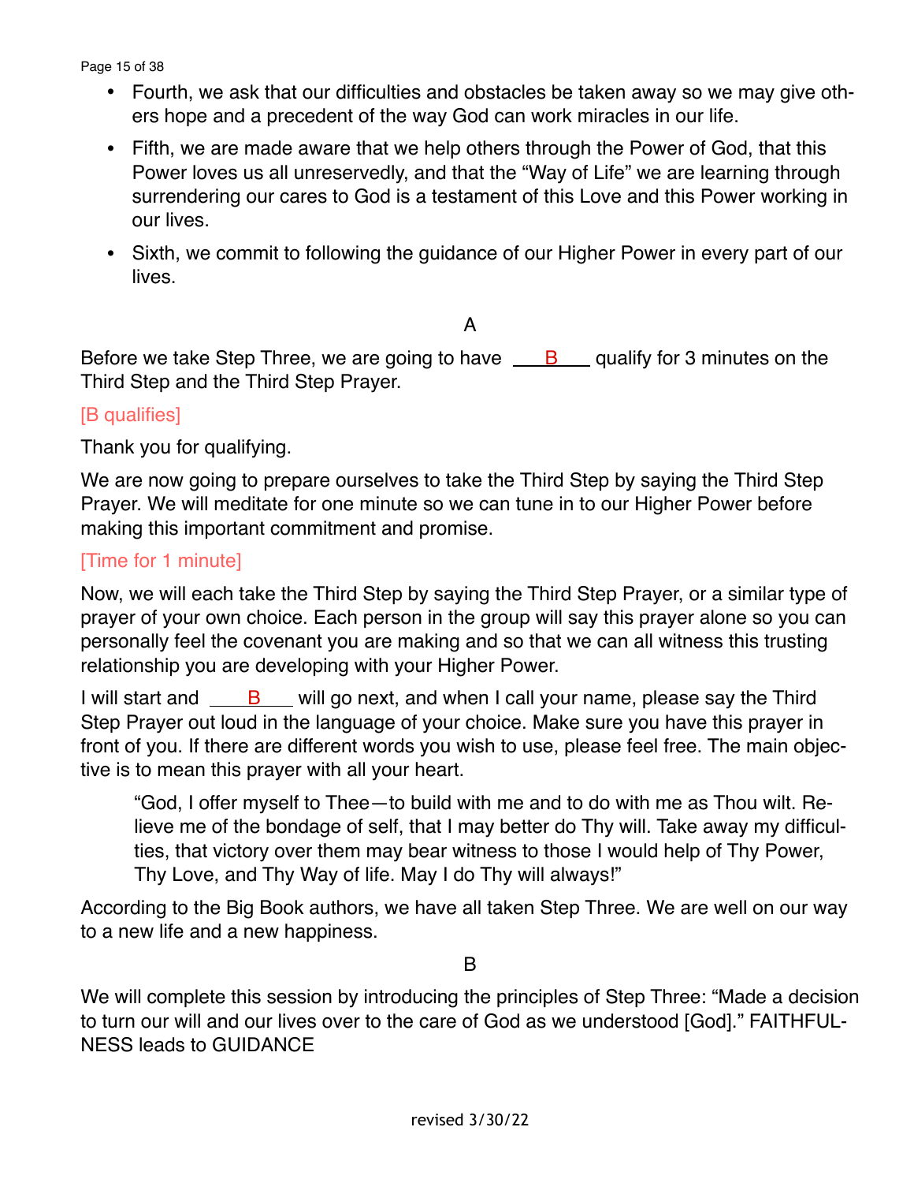- Fourth, we ask that our difficulties and obstacles be taken away so we may give others hope and a precedent of the way God can work miracles in our life.
- Fifth, we are made aware that we help others through the Power of God, that this Power loves us all unreservedly, and that the "Way of Life" we are learning through surrendering our cares to God is a testament of this Love and this Power working in our lives.
- Sixth, we commit to following the guidance of our Higher Power in every part of our lives.

A

Before we take Step Three, we are going to have ___B___ qualify for 3 minutes on the Third Step and the Third Step Prayer.

[B qualifies]

Thank you for qualifying.

We are now going to prepare ourselves to take the Third Step by saying the Third Step Prayer. We will meditate for one minute so we can tune in to our Higher Power before making this important commitment and promise.

[Time for 1 minute]

Now, we will each take the Third Step by saying the Third Step Prayer, or a similar type of prayer of your own choice. Each person in the group will say this prayer alone so you can personally feel the covenant you are making and so that we can all witness this trusting relationship you are developing with your Higher Power.

I will start and ___B___ will go next, and when I call your name, please say the Third Step Prayer out loud in the language of your choice. Make sure you have this prayer in front of you. If there are different words you wish to use, please feel free. The main objective is to mean this prayer with all your heart.

> "God, I offer myself to Thee—to build with me and to do with me as Thou wilt. Relieve me of the bondage of self, that I may better do Thy will. Take away my difficulties, that victory over them may bear witness to those I would help of Thy Power, Thy Love, and Thy Way of life. May I do Thy will always!"

According to the Big Book authors, we have all taken Step Three. We are well on our way to a new life and a new happiness.

B

We will complete this session by introducing the principles of Step Three: "Made a decision to turn our will and our lives over to the care of God as we understood [God]." FAITHFULNESS leads to GUIDANCE

revised 3/30/22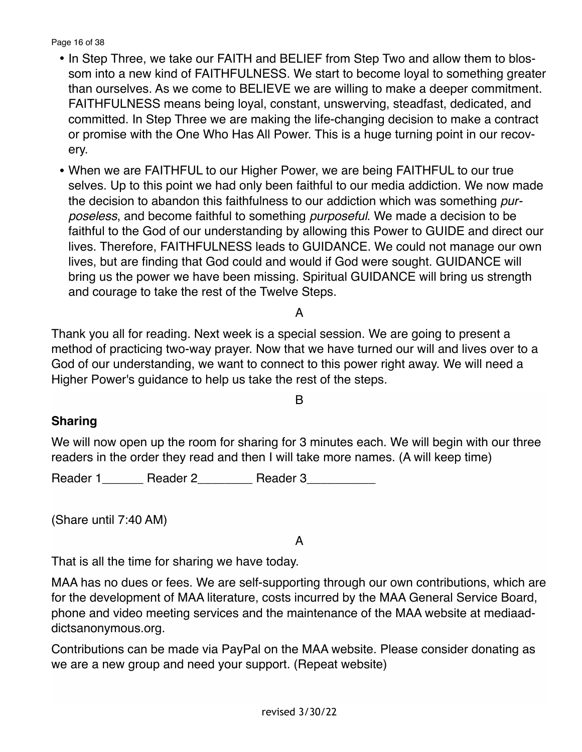- In Step Three, we take our FAITH and BELIEF from Step Two and allow them to blossom into a new kind of FAITHFULNESS. We start to become loyal to something greater than ourselves. As we come to BELIEVE we are willing to make a deeper commitment. FAITHFULNESS means being loyal, constant, unswerving, steadfast, dedicated, and committed. In Step Three we are making the life-changing decision to make a contract or promise with the One Who Has All Power. This is a huge turning point in our recovery.
- When we are FAITHFUL to our Higher Power, we are being FAITHFUL to our true selves. Up to this point we had only been faithful to our media addiction. We now made the decision to abandon this faithfulness to our addiction which was something *purposeless*, and become faithful to something *purposeful*. We made a decision to be faithful to the God of our understanding by allowing this Power to GUIDE and direct our lives. Therefore, FAITHFULNESS leads to GUIDANCE. We could not manage our own lives, but are finding that God could and would if God were sought. GUIDANCE will bring us the power we have been missing. Spiritual GUIDANCE will bring us strength and courage to take the rest of the Twelve Steps.

A

Thank you all for reading. Next week is a special session. We are going to present a method of practicing two-way prayer. Now that we have turned our will and lives over to a God of our understanding, we want to connect to this power right away. We will need a Higher Power's guidance to help us take the rest of the steps.

B

**Sharing**

We will now open up the room for sharing for 3 minutes each. We will begin with our three readers in the order they read and then I will take more names. (A will keep time)

Reader 1______ Reader 2________ Reader 3__________

(Share until 7:40 AM)

A

That is all the time for sharing we have today.

MAA has no dues or fees. We are self-supporting through our own contributions, which are for the development of MAA literature, costs incurred by the MAA General Service Board, phone and video meeting services and the maintenance of the MAA website at mediaaddictsanonymous.org.

Contributions can be made via PayPal on the MAA website. Please consider donating as we are a new group and need your support. (Repeat website)

revised 3/30/22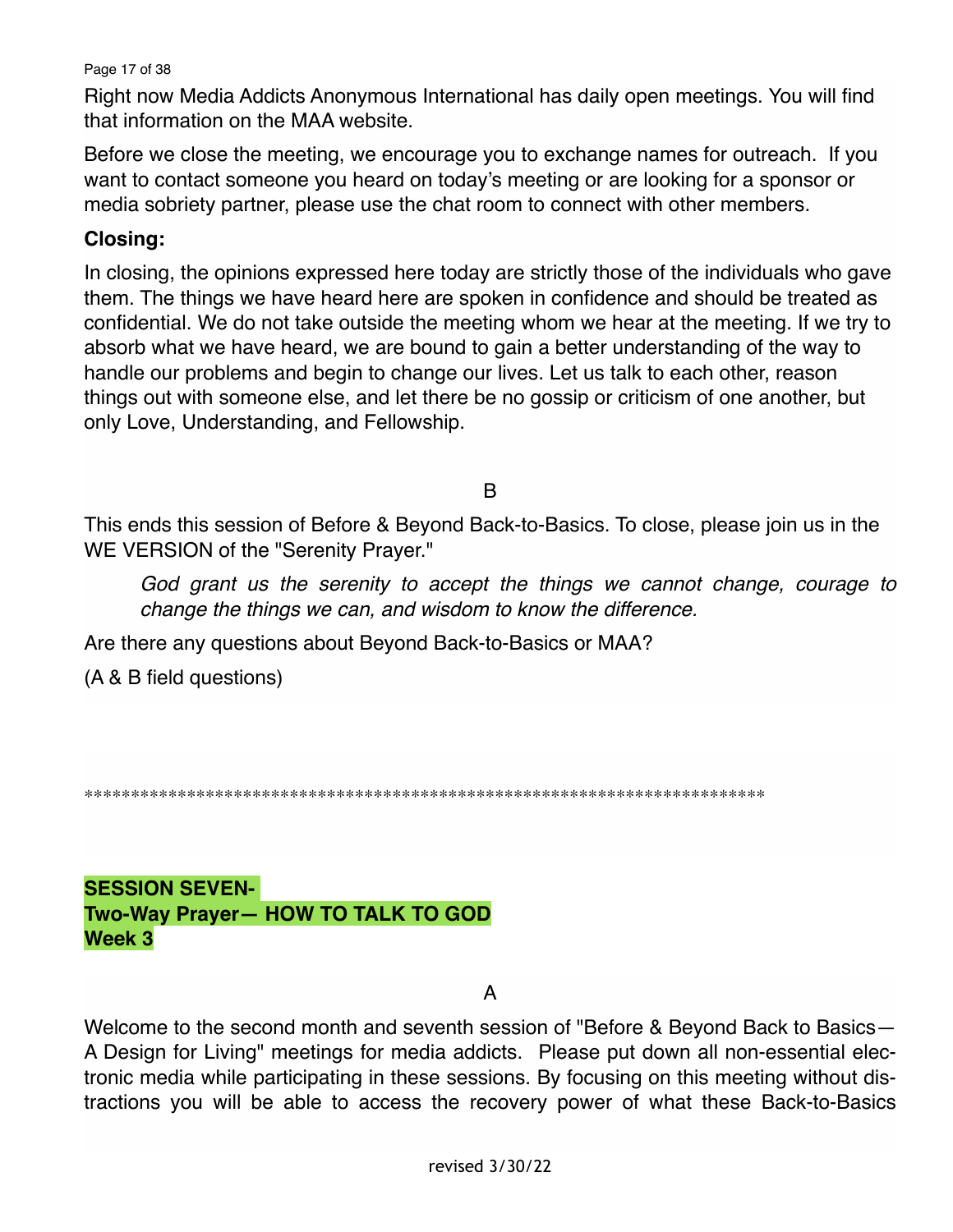Right now Media Addicts Anonymous International has daily open meetings. You will find that information on the MAA website.

Before we close the meeting, we encourage you to exchange names for outreach. If you want to contact someone you heard on today's meeting or are looking for a sponsor or media sobriety partner, please use the chat room to connect with other members.

**Closing:**

In closing, the opinions expressed here today are strictly those of the individuals who gave them. The things we have heard here are spoken in confidence and should be treated as confidential. We do not take outside the meeting whom we hear at the meeting. If we try to absorb what we have heard, we are bound to gain a better understanding of the way to handle our problems and begin to change our lives. Let us talk to each other, reason things out with someone else, and let there be no gossip or criticism of one another, but only Love, Understanding, and Fellowship.

B

This ends this session of Before & Beyond Back-to-Basics. To close, please join us in the WE VERSION of the "Serenity Prayer."

> *God grant us the serenity to accept the things we cannot change, courage to change the things we can, and wisdom to know the difference.*

Are there any questions about Beyond Back-to-Basics or MAA?

(A & B field questions)

*************************************************************************

**SESSION SEVEN-**
**Two-Way Prayer— HOW TO TALK TO GOD**
**Week 3**

A

Welcome to the second month and seventh session of "Before & Beyond Back to Basics—A Design for Living" meetings for media addicts. Please put down all non-essential electronic media while participating in these sessions. By focusing on this meeting without distractions you will be able to access the recovery power of what these Back-to-Basics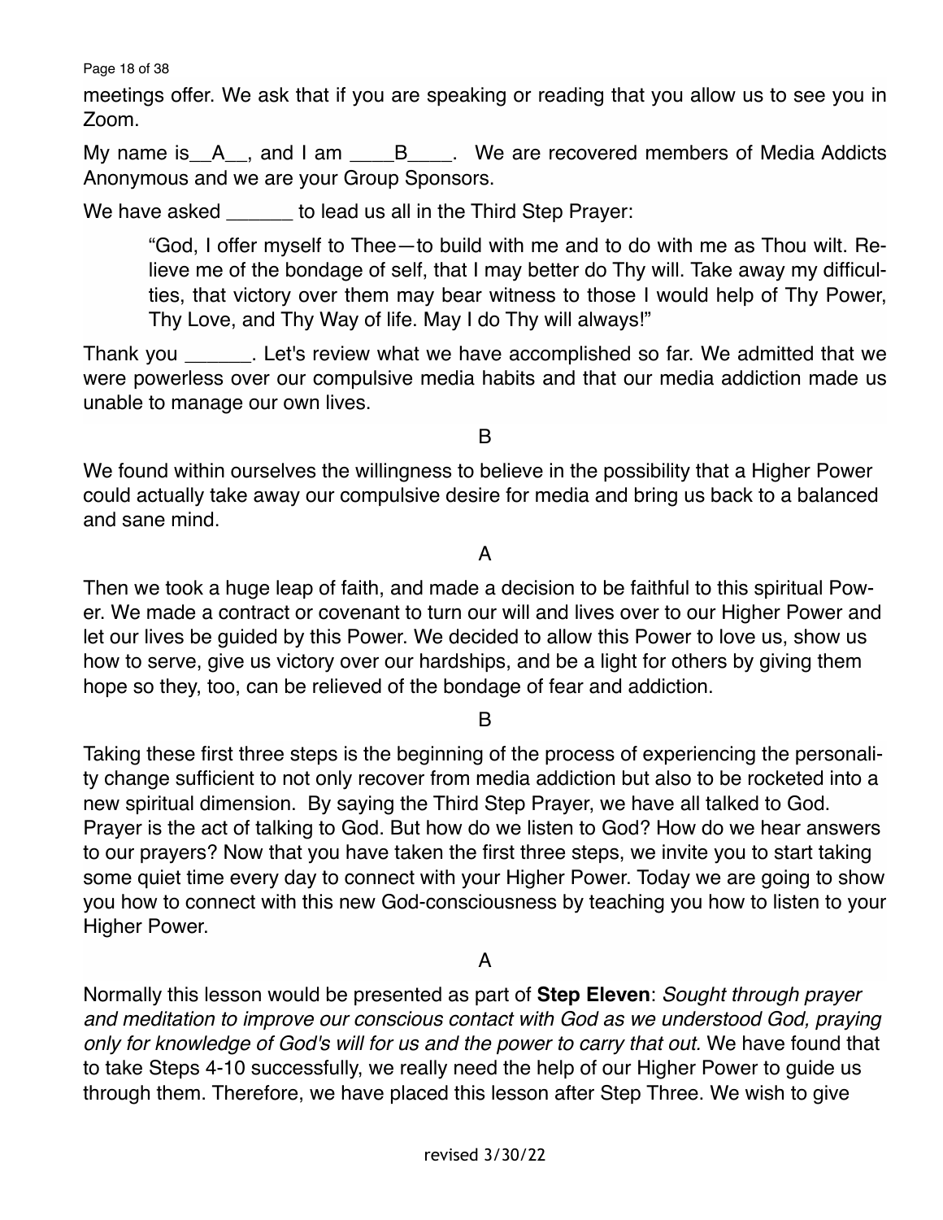meetings offer. We ask that if you are speaking or reading that you allow us to see you in Zoom.

My name is__A__, and I am ____B____. We are recovered members of Media Addicts Anonymous and we are your Group Sponsors.

We have asked ______ to lead us all in the Third Step Prayer:

> "God, I offer myself to Thee—to build with me and to do with me as Thou wilt. Relieve me of the bondage of self, that I may better do Thy will. Take away my difficulties, that victory over them may bear witness to those I would help of Thy Power, Thy Love, and Thy Way of life. May I do Thy will always!"

Thank you ______. Let's review what we have accomplished so far. We admitted that we were powerless over our compulsive media habits and that our media addiction made us unable to manage our own lives.

B

We found within ourselves the willingness to believe in the possibility that a Higher Power could actually take away our compulsive desire for media and bring us back to a balanced and sane mind.

A

Then we took a huge leap of faith, and made a decision to be faithful to this spiritual Power. We made a contract or covenant to turn our will and lives over to our Higher Power and let our lives be guided by this Power. We decided to allow this Power to love us, show us how to serve, give us victory over our hardships, and be a light for others by giving them hope so they, too, can be relieved of the bondage of fear and addiction.

B

Taking these first three steps is the beginning of the process of experiencing the personality change sufficient to not only recover from media addiction but also to be rocketed into a new spiritual dimension. By saying the Third Step Prayer, we have all talked to God. Prayer is the act of talking to God. But how do we listen to God? How do we hear answers to our prayers? Now that you have taken the first three steps, we invite you to start taking some quiet time every day to connect with your Higher Power. Today we are going to show you how to connect with this new God-consciousness by teaching you how to listen to your Higher Power.

A

Normally this lesson would be presented as part of **Step Eleven**: *Sought through prayer and meditation to improve our conscious contact with God as we understood God, praying only for knowledge of God's will for us and the power to carry that out.* We have found that to take Steps 4-10 successfully, we really need the help of our Higher Power to guide us through them. Therefore, we have placed this lesson after Step Three. We wish to give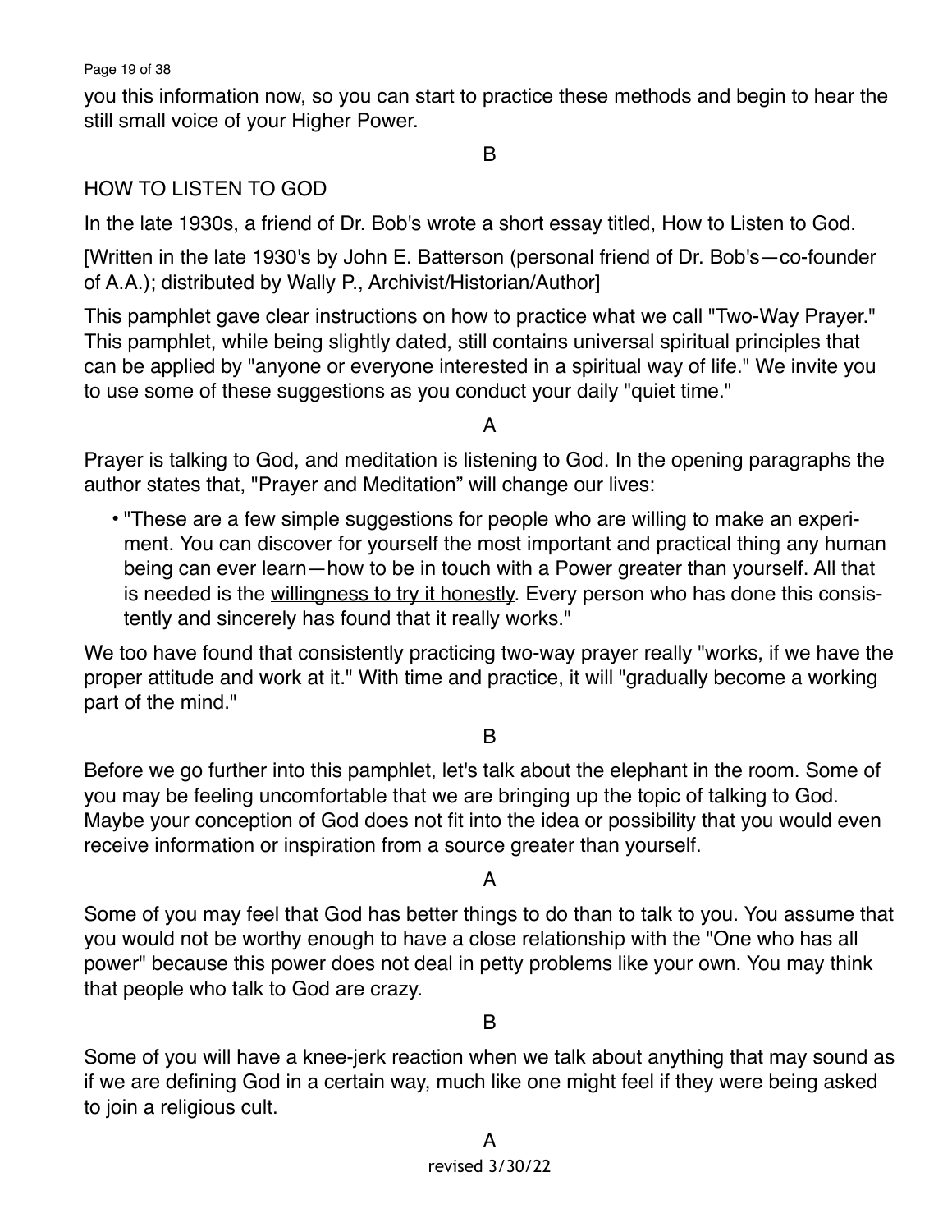you this information now, so you can start to practice these methods and begin to hear the still small voice of your Higher Power.

B

## HOW TO LISTEN TO GOD

In the late 1930s, a friend of Dr. Bob's wrote a short essay titled, <u>How to Listen to God</u>.

[Written in the late 1930's by John E. Batterson (personal friend of Dr. Bob's—co-founder of A.A.); distributed by Wally P., Archivist/Historian/Author]

This pamphlet gave clear instructions on how to practice what we call "Two-Way Prayer." This pamphlet, while being slightly dated, still contains universal spiritual principles that can be applied by "anyone or everyone interested in a spiritual way of life." We invite you to use some of these suggestions as you conduct your daily "quiet time."

A

Prayer is talking to God, and meditation is listening to God. In the opening paragraphs the author states that, "Prayer and Meditation" will change our lives:

- "These are a few simple suggestions for people who are willing to make an experiment. You can discover for yourself the most important and practical thing any human being can ever learn—how to be in touch with a Power greater than yourself. All that is needed is the <u>willingness to try it honestly</u>. Every person who has done this consistently and sincerely has found that it really works."

We too have found that consistently practicing two-way prayer really "works, if we have the proper attitude and work at it." With time and practice, it will "gradually become a working part of the mind."

B

Before we go further into this pamphlet, let's talk about the elephant in the room. Some of you may be feeling uncomfortable that we are bringing up the topic of talking to God. Maybe your conception of God does not fit into the idea or possibility that you would even receive information or inspiration from a source greater than yourself.

A

Some of you may feel that God has better things to do than to talk to you. You assume that you would not be worthy enough to have a close relationship with the "One who has all power" because this power does not deal in petty problems like your own. You may think that people who talk to God are crazy.

B

Some of you will have a knee-jerk reaction when we talk about anything that may sound as if we are defining God in a certain way, much like one might feel if they were being asked to join a religious cult.

A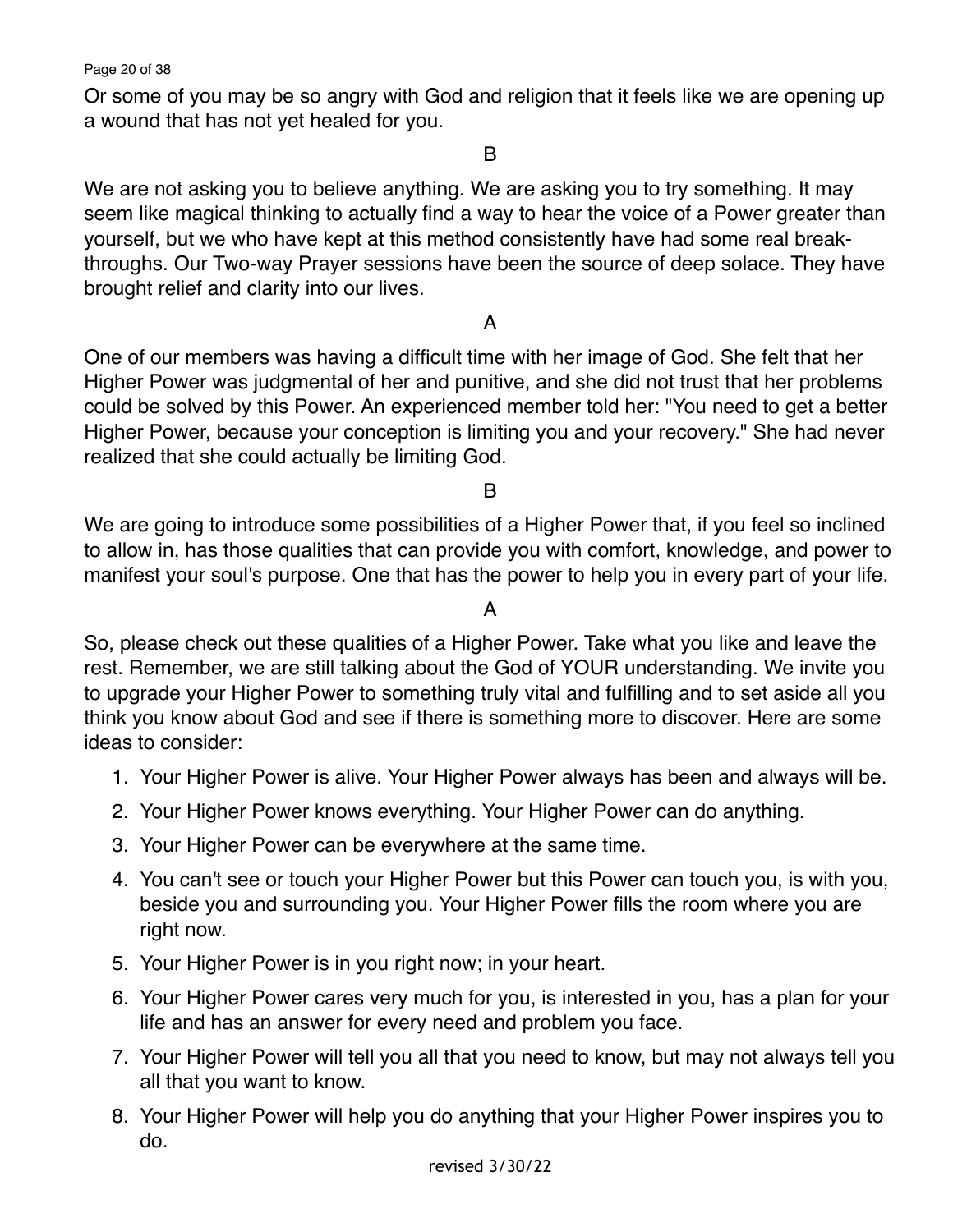Or some of you may be so angry with God and religion that it feels like we are opening up a wound that has not yet healed for you.

B

We are not asking you to believe anything. We are asking you to try something. It may seem like magical thinking to actually find a way to hear the voice of a Power greater than yourself, but we who have kept at this method consistently have had some real break-throughs. Our Two-way Prayer sessions have been the source of deep solace. They have brought relief and clarity into our lives.

A

One of our members was having a difficult time with her image of God. She felt that her Higher Power was judgmental of her and punitive, and she did not trust that her problems could be solved by this Power. An experienced member told her: "You need to get a better Higher Power, because your conception is limiting you and your recovery." She had never realized that she could actually be limiting God.

B

We are going to introduce some possibilities of a Higher Power that, if you feel so inclined to allow in, has those qualities that can provide you with comfort, knowledge, and power to manifest your soul's purpose. One that has the power to help you in every part of your life.

A

So, please check out these qualities of a Higher Power. Take what you like and leave the rest. Remember, we are still talking about the God of YOUR understanding. We invite you to upgrade your Higher Power to something truly vital and fulfilling and to set aside all you think you know about God and see if there is something more to discover. Here are some ideas to consider:

1. Your Higher Power is alive. Your Higher Power always has been and always will be.
2. Your Higher Power knows everything. Your Higher Power can do anything.
3. Your Higher Power can be everywhere at the same time.
4. You can't see or touch your Higher Power but this Power can touch you, is with you, beside you and surrounding you. Your Higher Power fills the room where you are right now.
5. Your Higher Power is in you right now; in your heart.
6. Your Higher Power cares very much for you, is interested in you, has a plan for your life and has an answer for every need and problem you face.
7. Your Higher Power will tell you all that you need to know, but may not always tell you all that you want to know.
8. Your Higher Power will help you do anything that your Higher Power inspires you to do.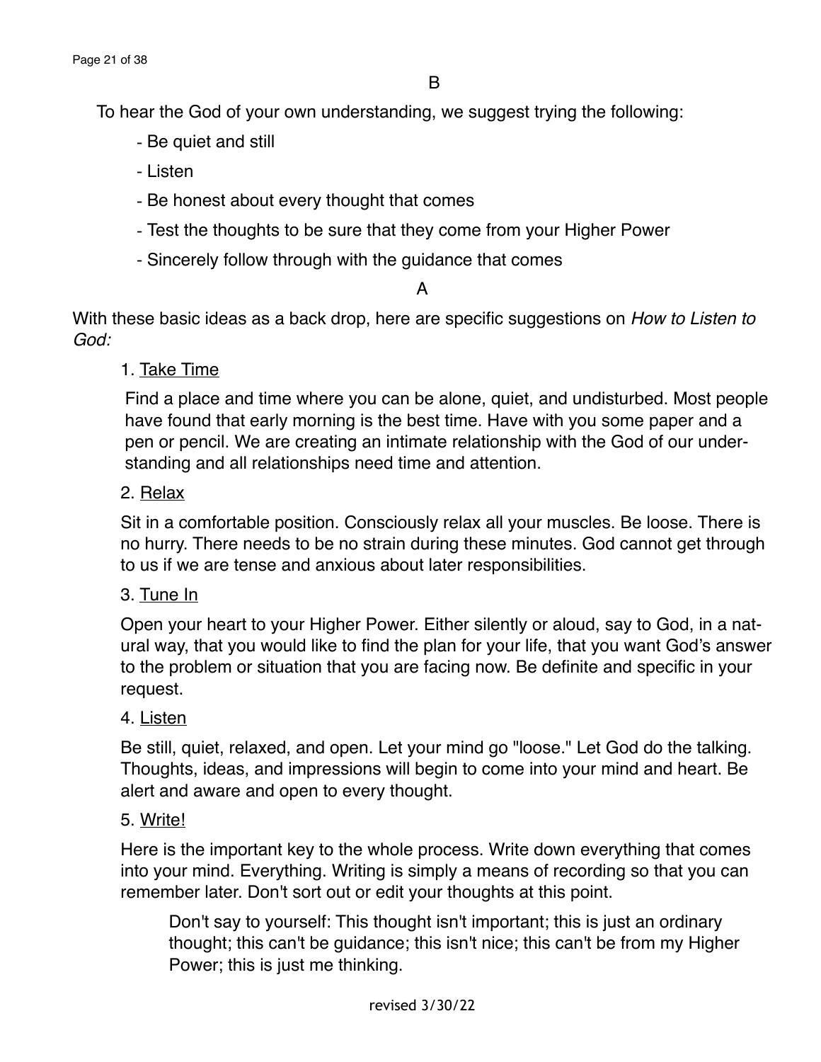B

To hear the God of your own understanding, we suggest trying the following:

- Be quiet and still
- Listen
- Be honest about every thought that comes
- Test the thoughts to be sure that they come from your Higher Power
- Sincerely follow through with the guidance that comes

A

With these basic ideas as a back drop, here are specific suggestions on *How to Listen to God:*

1. Take Time

   Find a place and time where you can be alone, quiet, and undisturbed. Most people have found that early morning is the best time. Have with you some paper and a pen or pencil. We are creating an intimate relationship with the God of our understanding and all relationships need time and attention.

2. Relax

   Sit in a comfortable position. Consciously relax all your muscles. Be loose. There is no hurry. There needs to be no strain during these minutes. God cannot get through to us if we are tense and anxious about later responsibilities.

3. Tune In

   Open your heart to your Higher Power. Either silently or aloud, say to God, in a natural way, that you would like to find the plan for your life, that you want God's answer to the problem or situation that you are facing now. Be definite and specific in your request.

4. Listen

   Be still, quiet, relaxed, and open. Let your mind go "loose." Let God do the talking. Thoughts, ideas, and impressions will begin to come into your mind and heart. Be alert and aware and open to every thought.

5. Write!

   Here is the important key to the whole process. Write down everything that comes into your mind. Everything. Writing is simply a means of recording so that you can remember later. Don't sort out or edit your thoughts at this point.

   > Don't say to yourself: This thought isn't important; this is just an ordinary thought; this can't be guidance; this isn't nice; this can't be from my Higher Power; this is just me thinking.

revised 3/30/22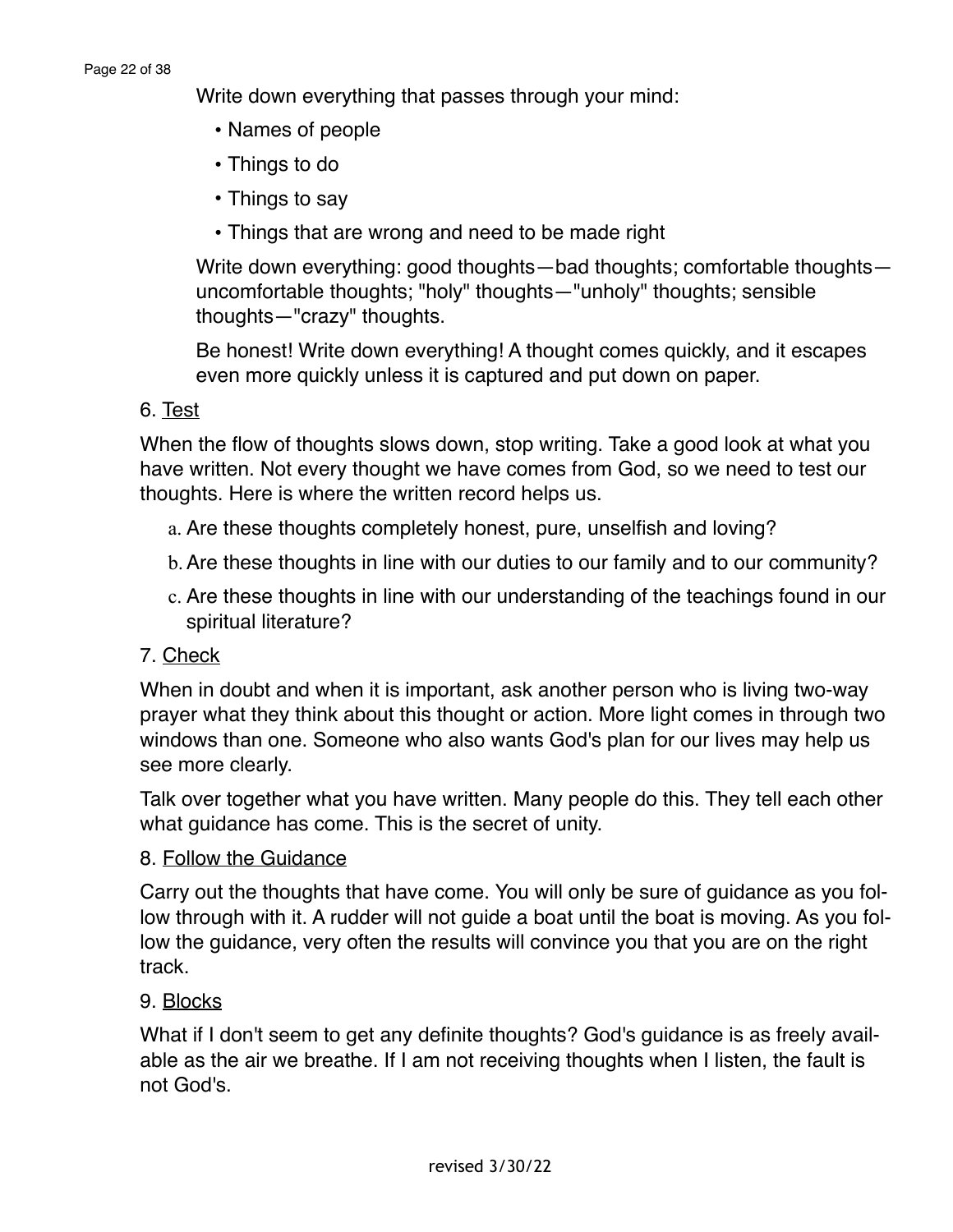Write down everything that passes through your mind:

- Names of people
- Things to do
- Things to say
- Things that are wrong and need to be made right

Write down everything: good thoughts—bad thoughts; comfortable thoughts—uncomfortable thoughts; "holy" thoughts—"unholy" thoughts; sensible thoughts—"crazy" thoughts.

Be honest! Write down everything! A thought comes quickly, and it escapes even more quickly unless it is captured and put down on paper.

6. Test

When the flow of thoughts slows down, stop writing. Take a good look at what you have written. Not every thought we have comes from God, so we need to test our thoughts. Here is where the written record helps us.

a. Are these thoughts completely honest, pure, unselfish and loving?
b. Are these thoughts in line with our duties to our family and to our community?
c. Are these thoughts in line with our understanding of the teachings found in our spiritual literature?

7. Check

When in doubt and when it is important, ask another person who is living two-way prayer what they think about this thought or action. More light comes in through two windows than one. Someone who also wants God's plan for our lives may help us see more clearly.

Talk over together what you have written. Many people do this. They tell each other what guidance has come. This is the secret of unity.

8. Follow the Guidance

Carry out the thoughts that have come. You will only be sure of guidance as you follow through with it. A rudder will not guide a boat until the boat is moving. As you follow the guidance, very often the results will convince you that you are on the right track.

9. Blocks

What if I don't seem to get any definite thoughts? God's guidance is as freely available as the air we breathe. If I am not receiving thoughts when I listen, the fault is not God's.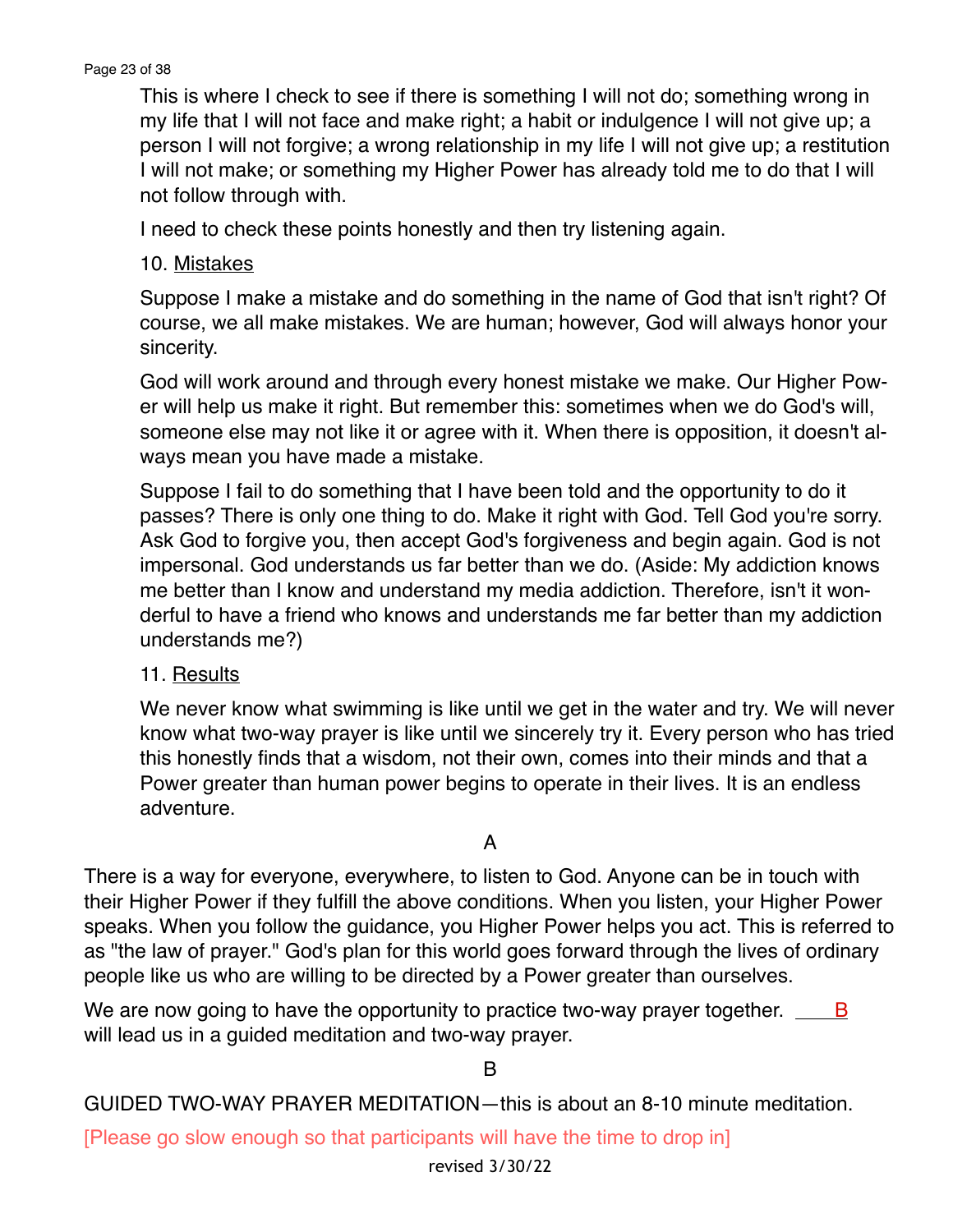This is where I check to see if there is something I will not do; something wrong in my life that I will not face and make right; a habit or indulgence I will not give up; a person I will not forgive; a wrong relationship in my life I will not give up; a restitution I will not make; or something my Higher Power has already told me to do that I will not follow through with.

I need to check these points honestly and then try listening again.

10. Mistakes

Suppose I make a mistake and do something in the name of God that isn't right? Of course, we all make mistakes. We are human; however, God will always honor your sincerity.

God will work around and through every honest mistake we make. Our Higher Power will help us make it right. But remember this: sometimes when we do God's will, someone else may not like it or agree with it. When there is opposition, it doesn't always mean you have made a mistake.

Suppose I fail to do something that I have been told and the opportunity to do it passes? There is only one thing to do. Make it right with God. Tell God you're sorry. Ask God to forgive you, then accept God's forgiveness and begin again. God is not impersonal. God understands us far better than we do. (Aside: My addiction knows me better than I know and understand my media addiction. Therefore, isn't it wonderful to have a friend who knows and understands me far better than my addiction understands me?)

11. Results

We never know what swimming is like until we get in the water and try. We will never know what two-way prayer is like until we sincerely try it. Every person who has tried this honestly finds that a wisdom, not their own, comes into their minds and that a Power greater than human power begins to operate in their lives. It is an endless adventure.

A

There is a way for everyone, everywhere, to listen to God. Anyone can be in touch with their Higher Power if they fulfill the above conditions. When you listen, your Higher Power speaks. When you follow the guidance, you Higher Power helps you act. This is referred to as "the law of prayer." God's plan for this world goes forward through the lives of ordinary people like us who are willing to be directed by a Power greater than ourselves.

We are now going to have the opportunity to practice two-way prayer together. ____B will lead us in a guided meditation and two-way prayer.

B

GUIDED TWO-WAY PRAYER MEDITATION—this is about an 8-10 minute meditation.

[Please go slow enough so that participants will have the time to drop in]

revised 3/30/22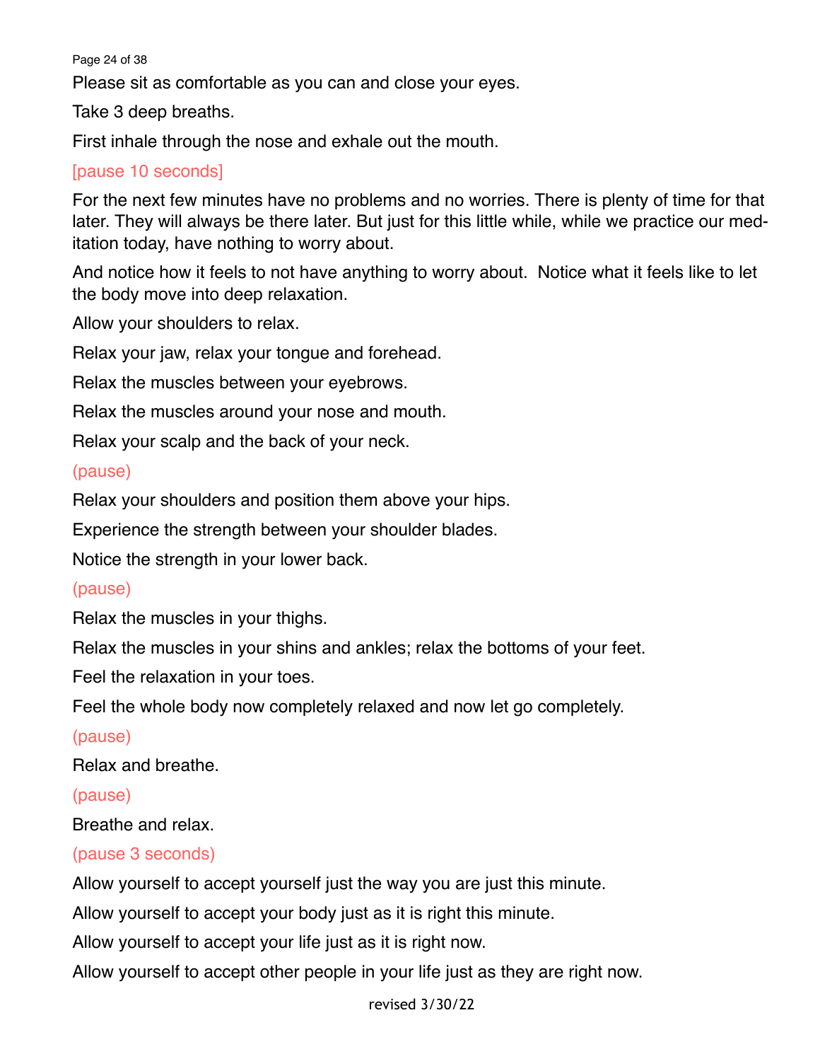Please sit as comfortable as you can and close your eyes.

Take 3 deep breaths.

First inhale through the nose and exhale out the mouth.

[pause 10 seconds]

For the next few minutes have no problems and no worries. There is plenty of time for that later. They will always be there later. But just for this little while, while we practice our meditation today, have nothing to worry about.

And notice how it feels to not have anything to worry about. Notice what it feels like to let the body move into deep relaxation.

Allow your shoulders to relax.

Relax your jaw, relax your tongue and forehead.

Relax the muscles between your eyebrows.

Relax the muscles around your nose and mouth.

Relax your scalp and the back of your neck.

(pause)

Relax your shoulders and position them above your hips.

Experience the strength between your shoulder blades.

Notice the strength in your lower back.

(pause)

Relax the muscles in your thighs.

Relax the muscles in your shins and ankles; relax the bottoms of your feet.

Feel the relaxation in your toes.

Feel the whole body now completely relaxed and now let go completely.

(pause)

Relax and breathe.

(pause)

Breathe and relax.

(pause 3 seconds)

Allow yourself to accept yourself just the way you are just this minute.

Allow yourself to accept your body just as it is right this minute.

Allow yourself to accept your life just as it is right now.

Allow yourself to accept other people in your life just as they are right now.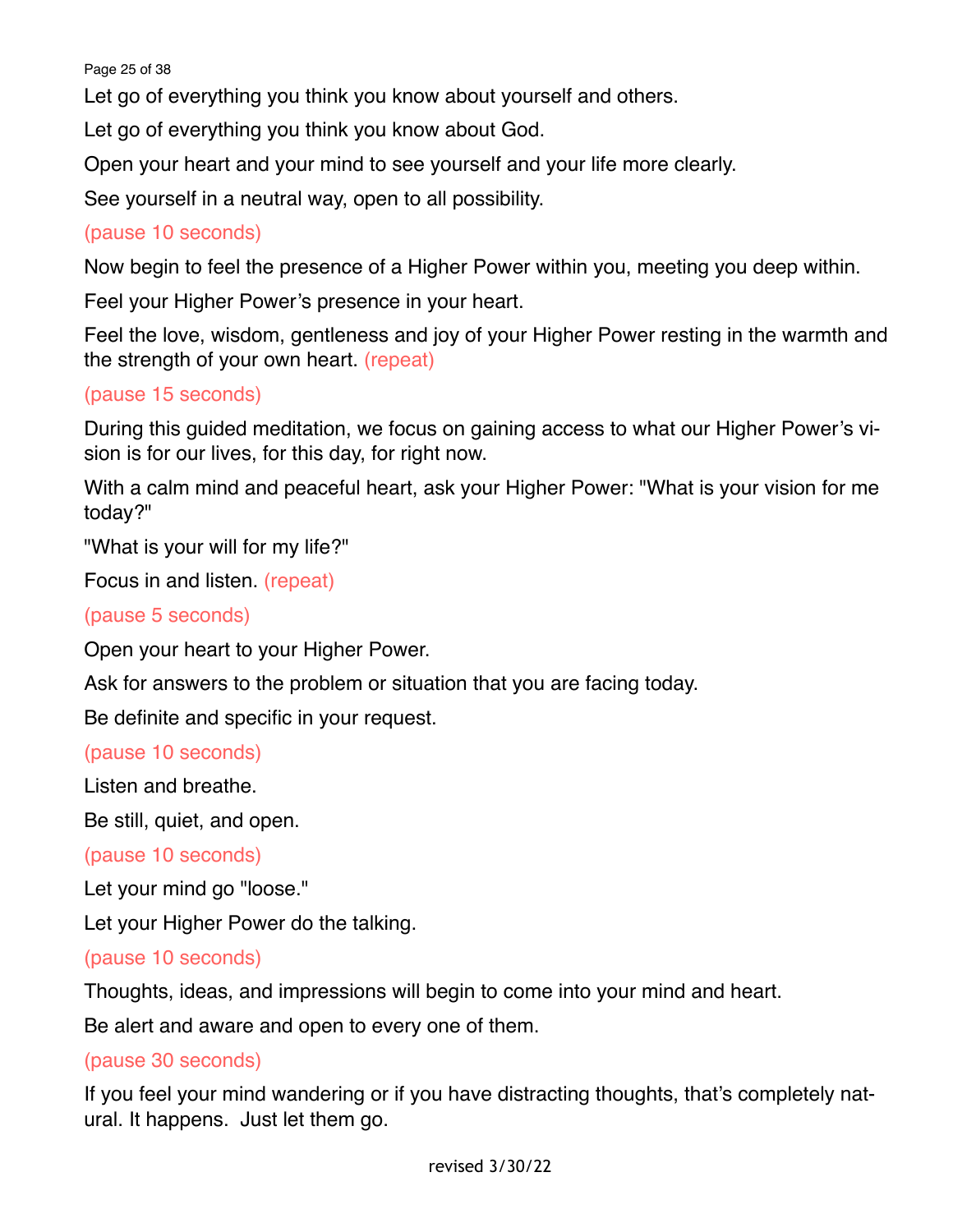Let go of everything you think you know about yourself and others.

Let go of everything you think you know about God.

Open your heart and your mind to see yourself and your life more clearly.

See yourself in a neutral way, open to all possibility.

(pause 10 seconds)

Now begin to feel the presence of a Higher Power within you, meeting you deep within.

Feel your Higher Power's presence in your heart.

Feel the love, wisdom, gentleness and joy of your Higher Power resting in the warmth and the strength of your own heart. (repeat)

(pause 15 seconds)

During this guided meditation, we focus on gaining access to what our Higher Power's vision is for our lives, for this day, for right now.

With a calm mind and peaceful heart, ask your Higher Power: "What is your vision for me today?"

"What is your will for my life?"

Focus in and listen. (repeat)

(pause 5 seconds)

Open your heart to your Higher Power.

Ask for answers to the problem or situation that you are facing today.

Be definite and specific in your request.

(pause 10 seconds)

Listen and breathe.

Be still, quiet, and open.

(pause 10 seconds)

Let your mind go "loose."

Let your Higher Power do the talking.

(pause 10 seconds)

Thoughts, ideas, and impressions will begin to come into your mind and heart.

Be alert and aware and open to every one of them.

(pause 30 seconds)

If you feel your mind wandering or if you have distracting thoughts, that's completely natural. It happens. Just let them go.

revised 3/30/22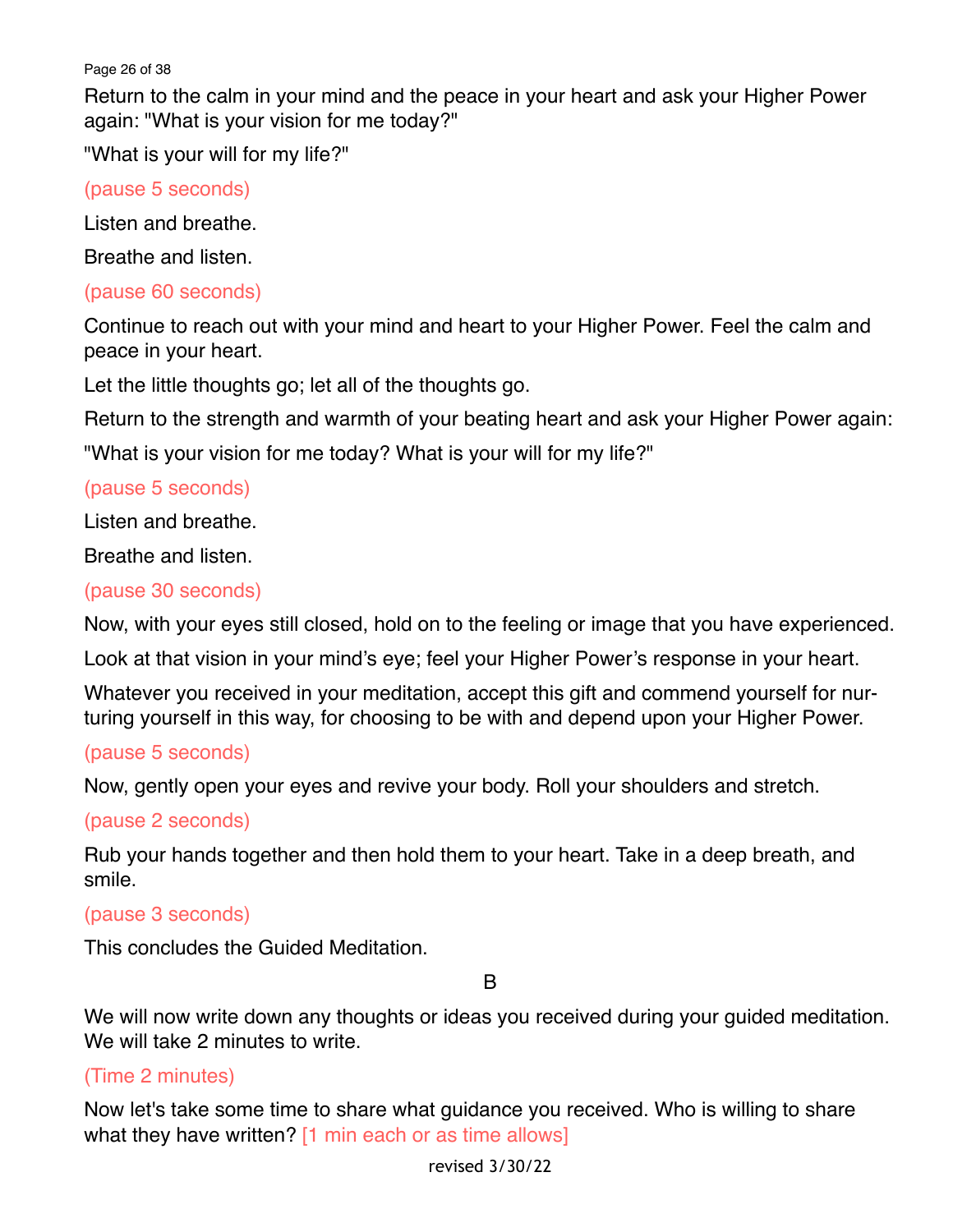Return to the calm in your mind and the peace in your heart and ask your Higher Power again: "What is your vision for me today?"

"What is your will for my life?"

(pause 5 seconds)

Listen and breathe.

Breathe and listen.

(pause 60 seconds)

Continue to reach out with your mind and heart to your Higher Power. Feel the calm and peace in your heart.

Let the little thoughts go; let all of the thoughts go.

Return to the strength and warmth of your beating heart and ask your Higher Power again:

"What is your vision for me today? What is your will for my life?"

(pause 5 seconds)

Listen and breathe.

Breathe and listen.

(pause 30 seconds)

Now, with your eyes still closed, hold on to the feeling or image that you have experienced.

Look at that vision in your mind's eye; feel your Higher Power's response in your heart.

Whatever you received in your meditation, accept this gift and commend yourself for nurturing yourself in this way, for choosing to be with and depend upon your Higher Power.

(pause 5 seconds)

Now, gently open your eyes and revive your body. Roll your shoulders and stretch.

(pause 2 seconds)

Rub your hands together and then hold them to your heart. Take in a deep breath, and smile.

(pause 3 seconds)

This concludes the Guided Meditation.

B

We will now write down any thoughts or ideas you received during your guided meditation. We will take 2 minutes to write.

(Time 2 minutes)

Now let's take some time to share what guidance you received. Who is willing to share what they have written? [1 min each or as time allows]

revised 3/30/22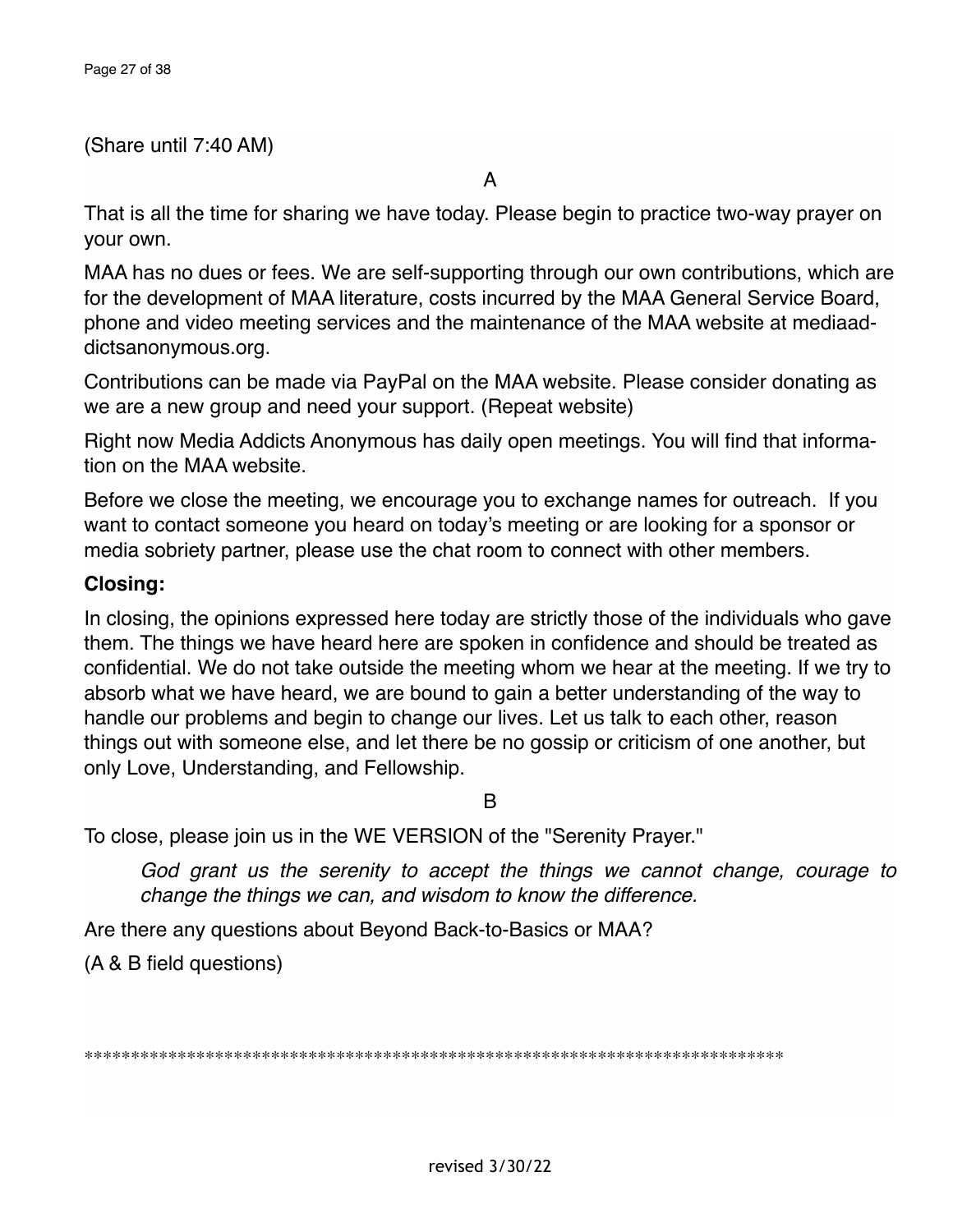(Share until 7:40 AM)

A

That is all the time for sharing we have today. Please begin to practice two-way prayer on your own.

MAA has no dues or fees. We are self-supporting through our own contributions, which are for the development of MAA literature, costs incurred by the MAA General Service Board, phone and video meeting services and the maintenance of the MAA website at mediaaddictsanonymous.org.

Contributions can be made via PayPal on the MAA website. Please consider donating as we are a new group and need your support. (Repeat website)

Right now Media Addicts Anonymous has daily open meetings. You will find that information on the MAA website.

Before we close the meeting, we encourage you to exchange names for outreach. If you want to contact someone you heard on today's meeting or are looking for a sponsor or media sobriety partner, please use the chat room to connect with other members.

**Closing:**

In closing, the opinions expressed here today are strictly those of the individuals who gave them. The things we have heard here are spoken in confidence and should be treated as confidential. We do not take outside the meeting whom we hear at the meeting. If we try to absorb what we have heard, we are bound to gain a better understanding of the way to handle our problems and begin to change our lives. Let us talk to each other, reason things out with someone else, and let there be no gossip or criticism of one another, but only Love, Understanding, and Fellowship.

B

To close, please join us in the WE VERSION of the "Serenity Prayer."

> *God grant us the serenity to accept the things we cannot change, courage to change the things we can, and wisdom to know the difference.*

Are there any questions about Beyond Back-to-Basics or MAA?

(A & B field questions)

******************************************************************************

revised 3/30/22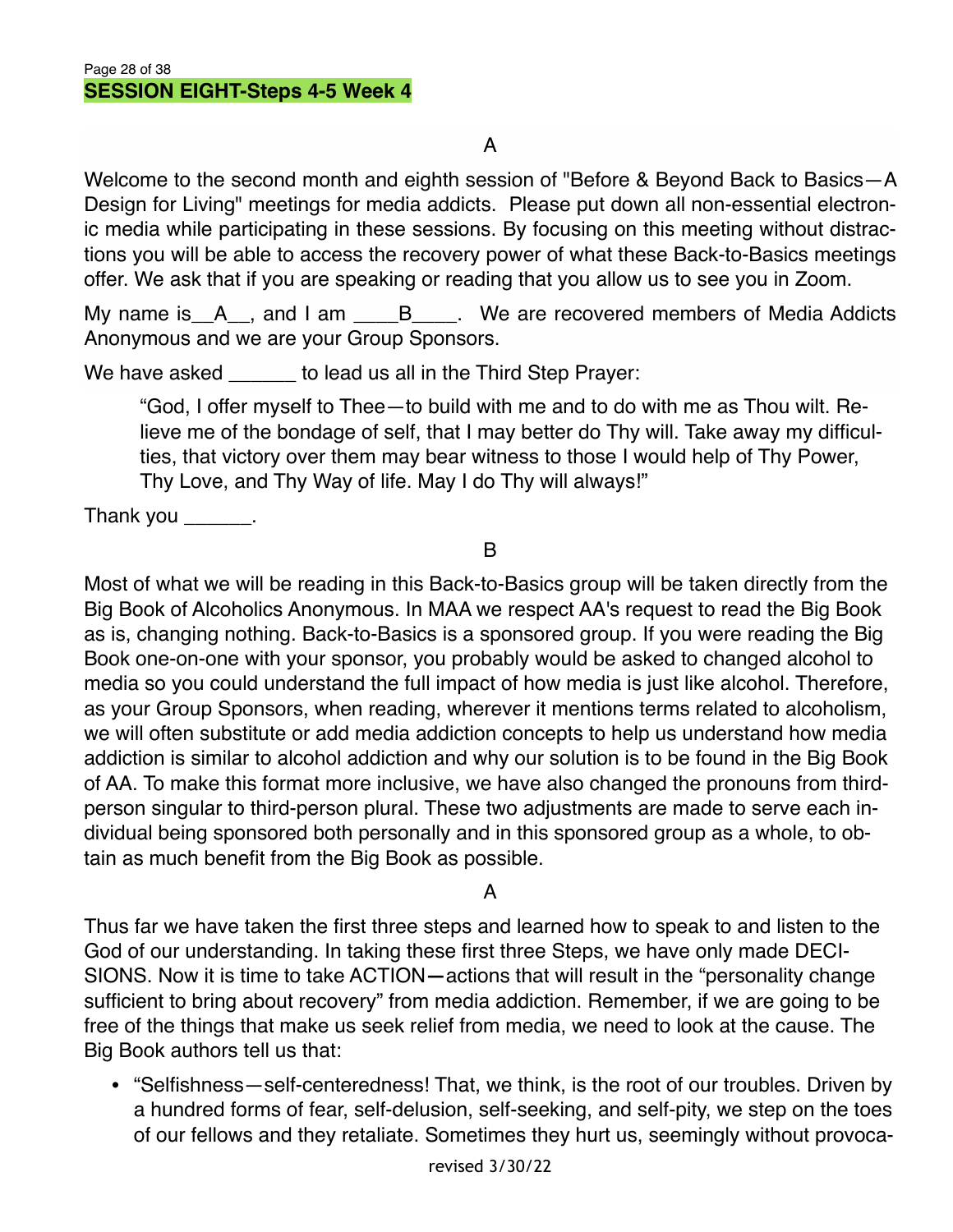## SESSION EIGHT-Steps 4-5 Week 4

A

Welcome to the second month and eighth session of "Before & Beyond Back to Basics—A Design for Living" meetings for media addicts. Please put down all non-essential electronic media while participating in these sessions. By focusing on this meeting without distractions you will be able to access the recovery power of what these Back-to-Basics meetings offer. We ask that if you are speaking or reading that you allow us to see you in Zoom.

My name is__A__, and I am ____B____. We are recovered members of Media Addicts Anonymous and we are your Group Sponsors.

We have asked ______ to lead us all in the Third Step Prayer:

> "God, I offer myself to Thee—to build with me and to do with me as Thou wilt. Relieve me of the bondage of self, that I may better do Thy will. Take away my difficulties, that victory over them may bear witness to those I would help of Thy Power, Thy Love, and Thy Way of life. May I do Thy will always!"

Thank you ______.

B

Most of what we will be reading in this Back-to-Basics group will be taken directly from the Big Book of Alcoholics Anonymous. In MAA we respect AA's request to read the Big Book as is, changing nothing. Back-to-Basics is a sponsored group. If you were reading the Big Book one-on-one with your sponsor, you probably would be asked to changed alcohol to media so you could understand the full impact of how media is just like alcohol. Therefore, as your Group Sponsors, when reading, wherever it mentions terms related to alcoholism, we will often substitute or add media addiction concepts to help us understand how media addiction is similar to alcohol addiction and why our solution is to be found in the Big Book of AA. To make this format more inclusive, we have also changed the pronouns from third-person singular to third-person plural. These two adjustments are made to serve each individual being sponsored both personally and in this sponsored group as a whole, to obtain as much benefit from the Big Book as possible.

A

Thus far we have taken the first three steps and learned how to speak to and listen to the God of our understanding. In taking these first three Steps, we have only made DECISIONS. Now it is time to take ACTION—actions that will result in the "personality change sufficient to bring about recovery" from media addiction. Remember, if we are going to be free of the things that make us seek relief from media, we need to look at the cause. The Big Book authors tell us that:

- "Selfishness—self-centeredness! That, we think, is the root of our troubles. Driven by a hundred forms of fear, self-delusion, self-seeking, and self-pity, we step on the toes of our fellows and they retaliate. Sometimes they hurt us, seemingly without provoca-

revised 3/30/22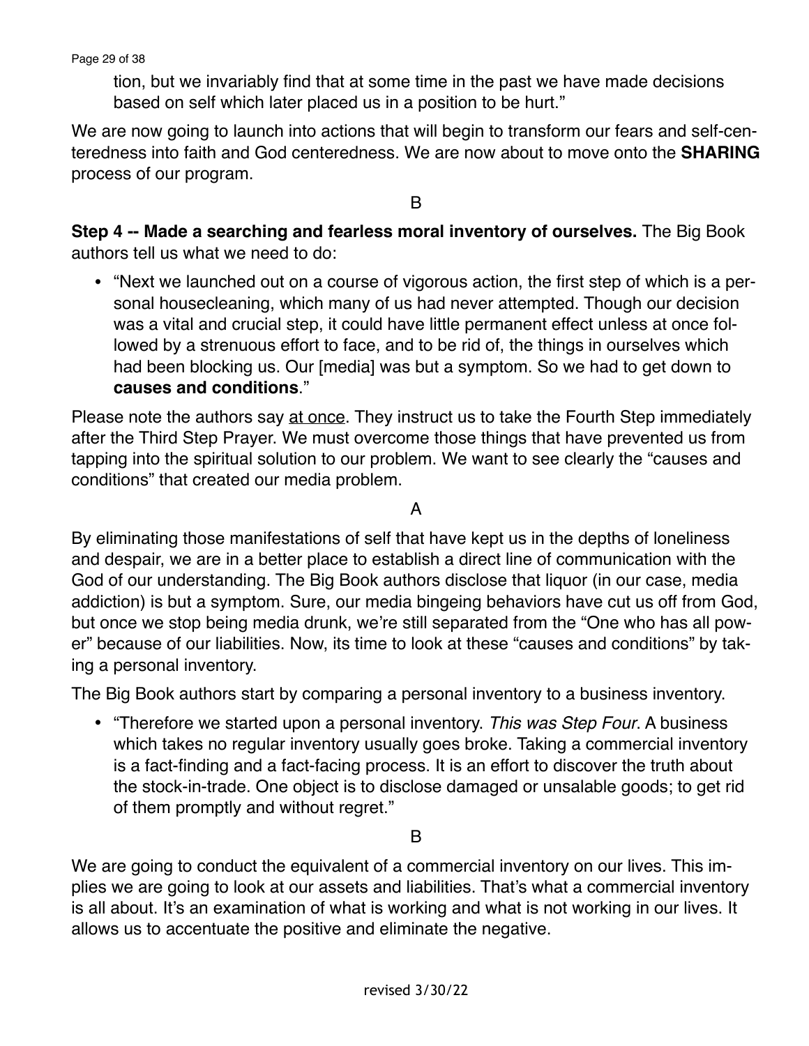tion, but we invariably find that at some time in the past we have made decisions based on self which later placed us in a position to be hurt."

We are now going to launch into actions that will begin to transform our fears and self-centeredness into faith and God centeredness. We are now about to move onto the **SHARING** process of our program.

B

**Step 4 -- Made a searching and fearless moral inventory of ourselves.** The Big Book authors tell us what we need to do:

- "Next we launched out on a course of vigorous action, the first step of which is a personal housecleaning, which many of us had never attempted. Though our decision was a vital and crucial step, it could have little permanent effect unless at once followed by a strenuous effort to face, and to be rid of, the things in ourselves which had been blocking us. Our [media] was but a symptom. So we had to get down to **causes and conditions**."

Please note the authors say <u>at once</u>. They instruct us to take the Fourth Step immediately after the Third Step Prayer. We must overcome those things that have prevented us from tapping into the spiritual solution to our problem. We want to see clearly the "causes and conditions" that created our media problem.

A

By eliminating those manifestations of self that have kept us in the depths of loneliness and despair, we are in a better place to establish a direct line of communication with the God of our understanding. The Big Book authors disclose that liquor (in our case, media addiction) is but a symptom. Sure, our media bingeing behaviors have cut us off from God, but once we stop being media drunk, we're still separated from the "One who has all power" because of our liabilities. Now, its time to look at these "causes and conditions" by taking a personal inventory.

The Big Book authors start by comparing a personal inventory to a business inventory.

- "Therefore we started upon a personal inventory. *This was Step Four*. A business which takes no regular inventory usually goes broke. Taking a commercial inventory is a fact-finding and a fact-facing process. It is an effort to discover the truth about the stock-in-trade. One object is to disclose damaged or unsalable goods; to get rid of them promptly and without regret."

B

We are going to conduct the equivalent of a commercial inventory on our lives. This implies we are going to look at our assets and liabilities. That's what a commercial inventory is all about. It's an examination of what is working and what is not working in our lives. It allows us to accentuate the positive and eliminate the negative.

revised 3/30/22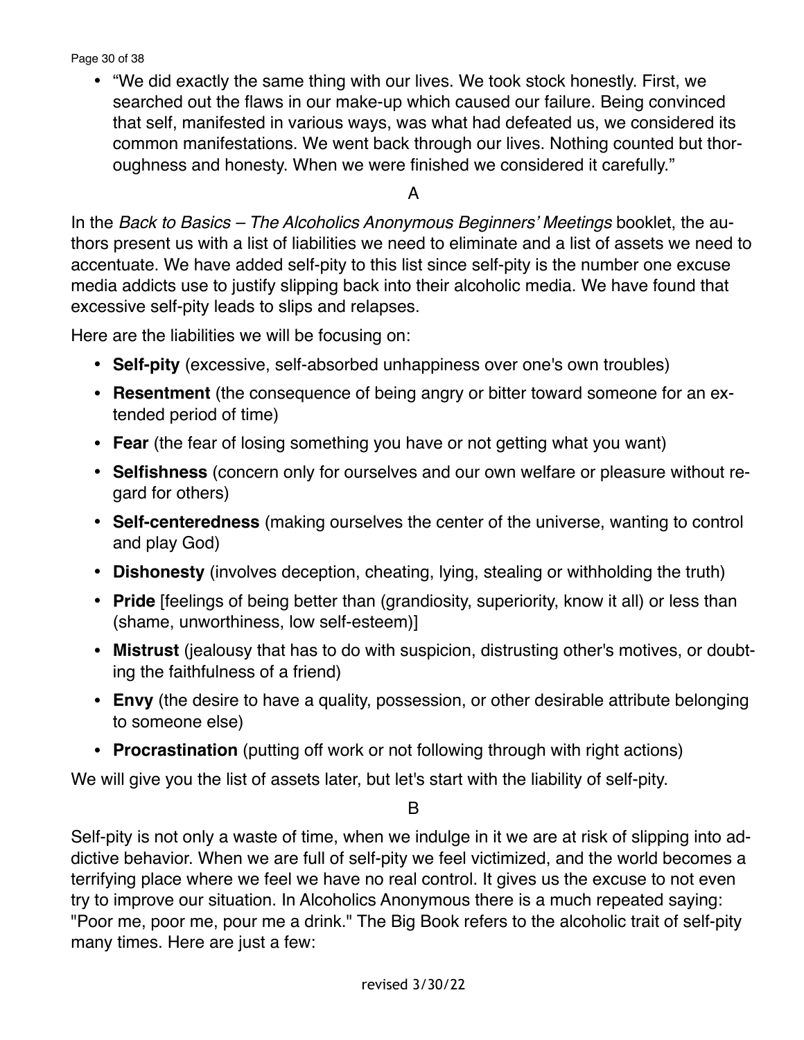- "We did exactly the same thing with our lives. We took stock honestly. First, we searched out the flaws in our make-up which caused our failure. Being convinced that self, manifested in various ways, was what had defeated us, we considered its common manifestations. We went back through our lives. Nothing counted but thoroughness and honesty. When we were finished we considered it carefully."

A

In the *Back to Basics – The Alcoholics Anonymous Beginners' Meetings* booklet, the authors present us with a list of liabilities we need to eliminate and a list of assets we need to accentuate. We have added self-pity to this list since self-pity is the number one excuse media addicts use to justify slipping back into their alcoholic media. We have found that excessive self-pity leads to slips and relapses.

Here are the liabilities we will be focusing on:

- **Self-pity** (excessive, self-absorbed unhappiness over one's own troubles)
- **Resentment** (the consequence of being angry or bitter toward someone for an extended period of time)
- **Fear** (the fear of losing something you have or not getting what you want)
- **Selfishness** (concern only for ourselves and our own welfare or pleasure without regard for others)
- **Self-centeredness** (making ourselves the center of the universe, wanting to control and play God)
- **Dishonesty** (involves deception, cheating, lying, stealing or withholding the truth)
- **Pride** [feelings of being better than (grandiosity, superiority, know it all) or less than (shame, unworthiness, low self-esteem)]
- **Mistrust** (jealousy that has to do with suspicion, distrusting other's motives, or doubting the faithfulness of a friend)
- **Envy** (the desire to have a quality, possession, or other desirable attribute belonging to someone else)
- **Procrastination** (putting off work or not following through with right actions)

We will give you the list of assets later, but let's start with the liability of self-pity.

B

Self-pity is not only a waste of time, when we indulge in it we are at risk of slipping into addictive behavior. When we are full of self-pity we feel victimized, and the world becomes a terrifying place where we feel we have no real control. It gives us the excuse to not even try to improve our situation. In Alcoholics Anonymous there is a much repeated saying: "Poor me, poor me, pour me a drink." The Big Book refers to the alcoholic trait of self-pity many times. Here are just a few:

revised 3/30/22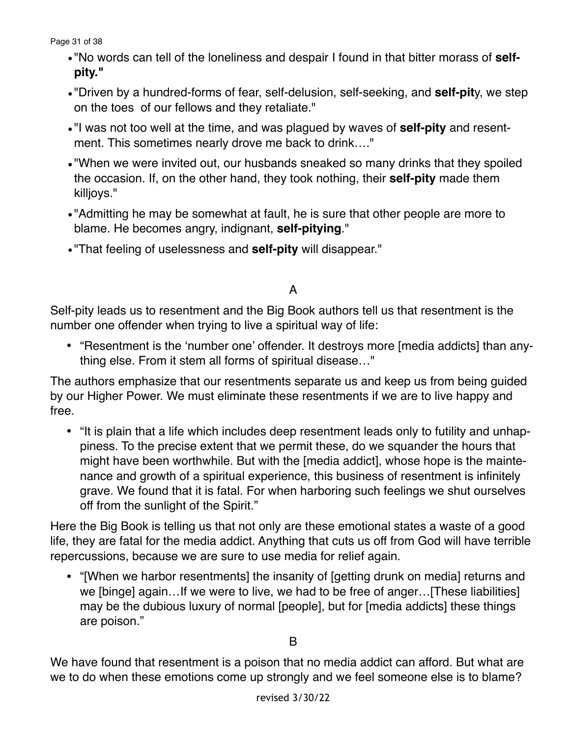- "No words can tell of the loneliness and despair I found in that bitter morass of **self-pity."**
- "Driven by a hundred-forms of fear, self-delusion, self-seeking, and **self-pit**y, we step on the toes of our fellows and they retaliate."
- "I was not too well at the time, and was plagued by waves of **self-pity** and resentment. This sometimes nearly drove me back to drink…."
- "When we were invited out, our husbands sneaked so many drinks that they spoiled the occasion. If, on the other hand, they took nothing, their **self-pity** made them killjoys."
- "Admitting he may be somewhat at fault, he is sure that other people are more to blame. He becomes angry, indignant, **self-pitying**."
- "That feeling of uselessness and **self-pity** will disappear."

A

Self-pity leads us to resentment and the Big Book authors tell us that resentment is the number one offender when trying to live a spiritual way of life:

- "Resentment is the 'number one' offender. It destroys more [media addicts] than anything else. From it stem all forms of spiritual disease…"

The authors emphasize that our resentments separate us and keep us from being guided by our Higher Power. We must eliminate these resentments if we are to live happy and free.

- "It is plain that a life which includes deep resentment leads only to futility and unhappiness. To the precise extent that we permit these, do we squander the hours that might have been worthwhile. But with the [media addict], whose hope is the maintenance and growth of a spiritual experience, this business of resentment is infinitely grave. We found that it is fatal. For when harboring such feelings we shut ourselves off from the sunlight of the Spirit."

Here the Big Book is telling us that not only are these emotional states a waste of a good life, they are fatal for the media addict. Anything that cuts us off from God will have terrible repercussions, because we are sure to use media for relief again.

- "[When we harbor resentments] the insanity of [getting drunk on media] returns and we [binge] again…If we were to live, we had to be free of anger…[These liabilities] may be the dubious luxury of normal [people], but for [media addicts] these things are poison."

B

We have found that resentment is a poison that no media addict can afford. But what are we to do when these emotions come up strongly and we feel someone else is to blame?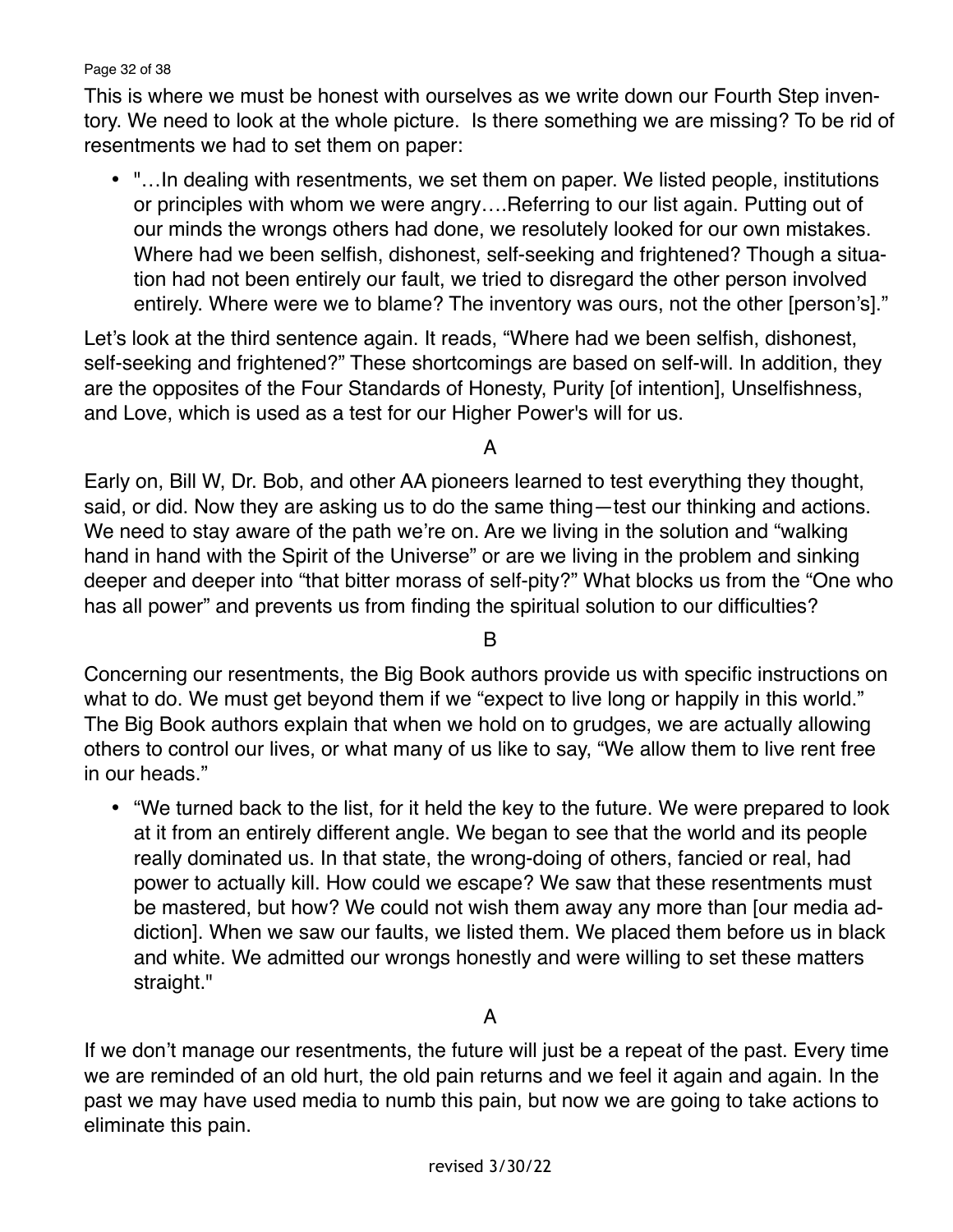This is where we must be honest with ourselves as we write down our Fourth Step inventory. We need to look at the whole picture. Is there something we are missing? To be rid of resentments we had to set them on paper:

- "…In dealing with resentments, we set them on paper. We listed people, institutions or principles with whom we were angry….Referring to our list again. Putting out of our minds the wrongs others had done, we resolutely looked for our own mistakes. Where had we been selfish, dishonest, self-seeking and frightened? Though a situation had not been entirely our fault, we tried to disregard the other person involved entirely. Where were we to blame? The inventory was ours, not the other [person's]."

Let's look at the third sentence again. It reads, "Where had we been selfish, dishonest, self-seeking and frightened?" These shortcomings are based on self-will. In addition, they are the opposites of the Four Standards of Honesty, Purity [of intention], Unselfishness, and Love, which is used as a test for our Higher Power's will for us.

A

Early on, Bill W, Dr. Bob, and other AA pioneers learned to test everything they thought, said, or did. Now they are asking us to do the same thing—test our thinking and actions. We need to stay aware of the path we're on. Are we living in the solution and "walking hand in hand with the Spirit of the Universe" or are we living in the problem and sinking deeper and deeper into "that bitter morass of self-pity?" What blocks us from the "One who has all power" and prevents us from finding the spiritual solution to our difficulties?

B

Concerning our resentments, the Big Book authors provide us with specific instructions on what to do. We must get beyond them if we "expect to live long or happily in this world." The Big Book authors explain that when we hold on to grudges, we are actually allowing others to control our lives, or what many of us like to say, "We allow them to live rent free in our heads."

- "We turned back to the list, for it held the key to the future. We were prepared to look at it from an entirely different angle. We began to see that the world and its people really dominated us. In that state, the wrong-doing of others, fancied or real, had power to actually kill. How could we escape? We saw that these resentments must be mastered, but how? We could not wish them away any more than [our media addiction]. When we saw our faults, we listed them. We placed them before us in black and white. We admitted our wrongs honestly and were willing to set these matters straight."

A

If we don't manage our resentments, the future will just be a repeat of the past. Every time we are reminded of an old hurt, the old pain returns and we feel it again and again. In the past we may have used media to numb this pain, but now we are going to take actions to eliminate this pain.

revised 3/30/22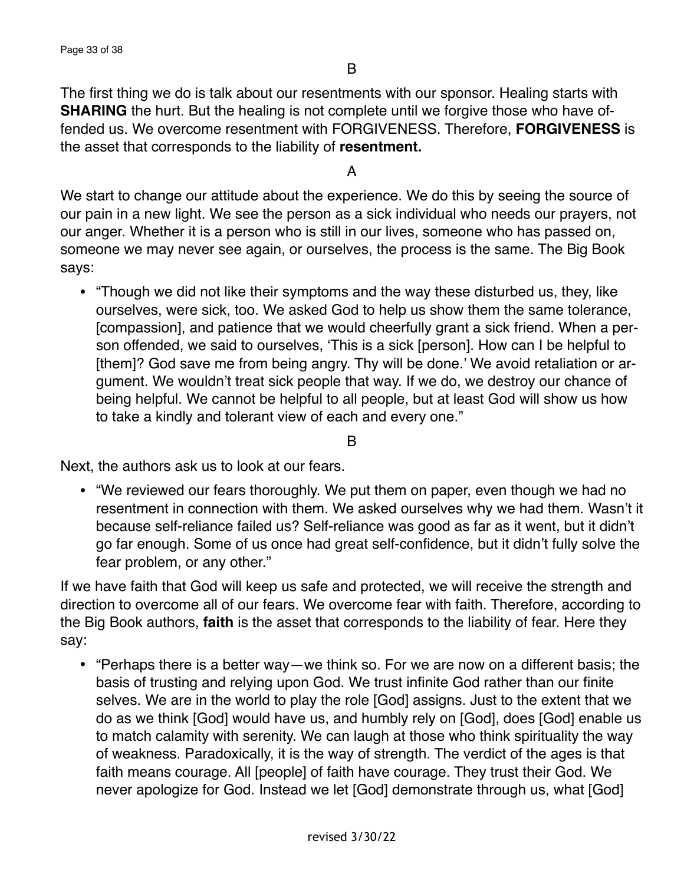B

The first thing we do is talk about our resentments with our sponsor. Healing starts with **SHARING** the hurt. But the healing is not complete until we forgive those who have offended us. We overcome resentment with FORGIVENESS. Therefore, **FORGIVENESS** is the asset that corresponds to the liability of **resentment.**

A

We start to change our attitude about the experience. We do this by seeing the source of our pain in a new light. We see the person as a sick individual who needs our prayers, not our anger. Whether it is a person who is still in our lives, someone who has passed on, someone we may never see again, or ourselves, the process is the same. The Big Book says:

- "Though we did not like their symptoms and the way these disturbed us, they, like ourselves, were sick, too. We asked God to help us show them the same tolerance, [compassion], and patience that we would cheerfully grant a sick friend. When a person offended, we said to ourselves, 'This is a sick [person]. How can I be helpful to [them]? God save me from being angry. Thy will be done.' We avoid retaliation or argument. We wouldn't treat sick people that way. If we do, we destroy our chance of being helpful. We cannot be helpful to all people, but at least God will show us how to take a kindly and tolerant view of each and every one."

B

Next, the authors ask us to look at our fears.

- "We reviewed our fears thoroughly. We put them on paper, even though we had no resentment in connection with them. We asked ourselves why we had them. Wasn't it because self-reliance failed us? Self-reliance was good as far as it went, but it didn't go far enough. Some of us once had great self-confidence, but it didn't fully solve the fear problem, or any other."

If we have faith that God will keep us safe and protected, we will receive the strength and direction to overcome all of our fears. We overcome fear with faith. Therefore, according to the Big Book authors, **faith** is the asset that corresponds to the liability of fear. Here they say:

- "Perhaps there is a better way—we think so. For we are now on a different basis; the basis of trusting and relying upon God. We trust infinite God rather than our finite selves. We are in the world to play the role [God] assigns. Just to the extent that we do as we think [God] would have us, and humbly rely on [God], does [God] enable us to match calamity with serenity. We can laugh at those who think spirituality the way of weakness. Paradoxically, it is the way of strength. The verdict of the ages is that faith means courage. All [people] of faith have courage. They trust their God. We never apologize for God. Instead we let [God] demonstrate through us, what [God]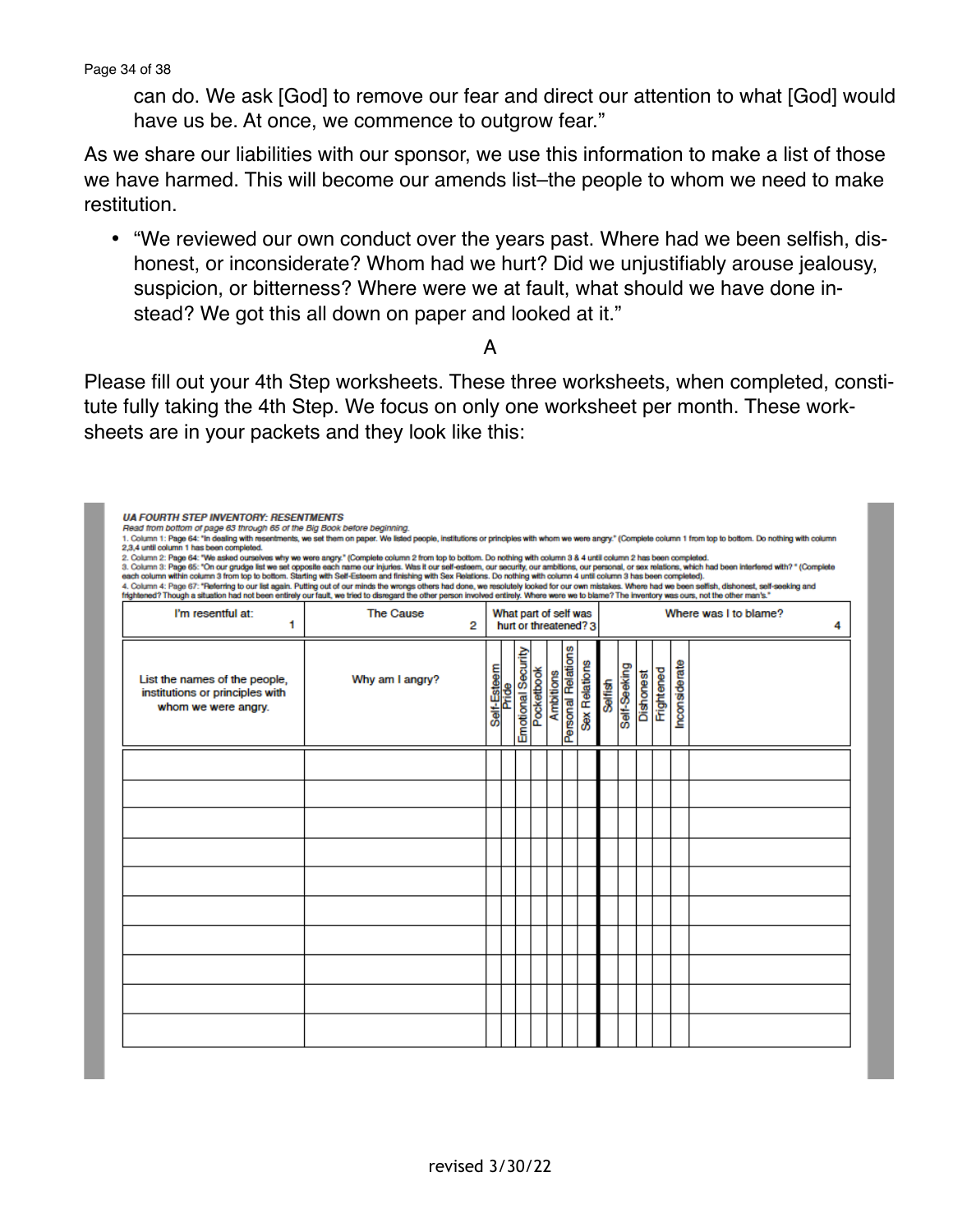can do. We ask [God] to remove our fear and direct our attention to what [God] would have us be. At once, we commence to outgrow fear."

As we share our liabilities with our sponsor, we use this information to make a list of those we have harmed. This will become our amends list–the people to whom we need to make restitution.

- "We reviewed our own conduct over the years past. Where had we been selfish, dishonest, or inconsiderate? Whom had we hurt? Did we unjustifiably arouse jealousy, suspicion, or bitterness? Where were we at fault, what should we have done instead? We got this all down on paper and looked at it."

A

Please fill out your 4th Step worksheets. These three worksheets, when completed, constitute fully taking the 4th Step. We focus on only one worksheet per month. These worksheets are in your packets and they look like this:

***UA FOURTH STEP INVENTORY: RESENTMENTS***

*Read from bottom of page 63 through 65 of the Big Book before beginning.*

1. Column 1: Page 64: "In dealing with resentments, we set them on paper. We listed people, institutions or principles with whom we were angry." (Complete column 1 from top to bottom. Do nothing with column 2,3,4 until column 1 has been completed.
2. Column 2: Page 64: "We asked ourselves why we were angry." (Complete column 2 from top to bottom. Do nothing with column 3 & 4 until column 2 has been completed.
3. Column 3: Page 65: "On our grudge list we set opposite each name our injuries. Was it our self-esteem, our security, our ambitions, our personal, or sex relations, which had been interfered with? " (Complete each column within column 3 from top to bottom. Starting with Self-Esteem and finishing with Sex Relations. Do nothing with column 4 until column 3 has been completed).
4. Column 4: Page 67: "Referring to our list again. Putting out of our minds the wrongs others had done, we resolutely looked for our own mistakes. Where had we been selfish, dishonest, self-seeking and frightened? Though a situation had not been entirely our fault, we tried to disregard the other person involved entirely. Where were we to blame? The inventory was ours, not the other man's."

| I'm resentful at: 1 | The Cause 2 | What part of self was hurt or threatened? 3 | | | | | | | Where was I to blame? 4 | | | | | |
|---|---|---|---|---|---|---|---|---|---|---|---|---|---|---|
| List the names of the people, institutions or principles with whom we were angry. | Why am I angry? | Self-Esteem | Pride | Emotional Security | Pocketbook | Ambitions | Personal Relations | Sex Relations | Selfish | Self-Seeking | Dishonest | Frightened | Inconsiderate | |
| | | | | | | | | | | | | | | |
| | | | | | | | | | | | | | | |
| | | | | | | | | | | | | | | |
| | | | | | | | | | | | | | | |
| | | | | | | | | | | | | | | |
| | | | | | | | | | | | | | | |
| | | | | | | | | | | | | | | |
| | | | | | | | | | | | | | | |
| | | | | | | | | | | | | | | |
| | | | | | | | | | | | | | | |

revised 3/30/22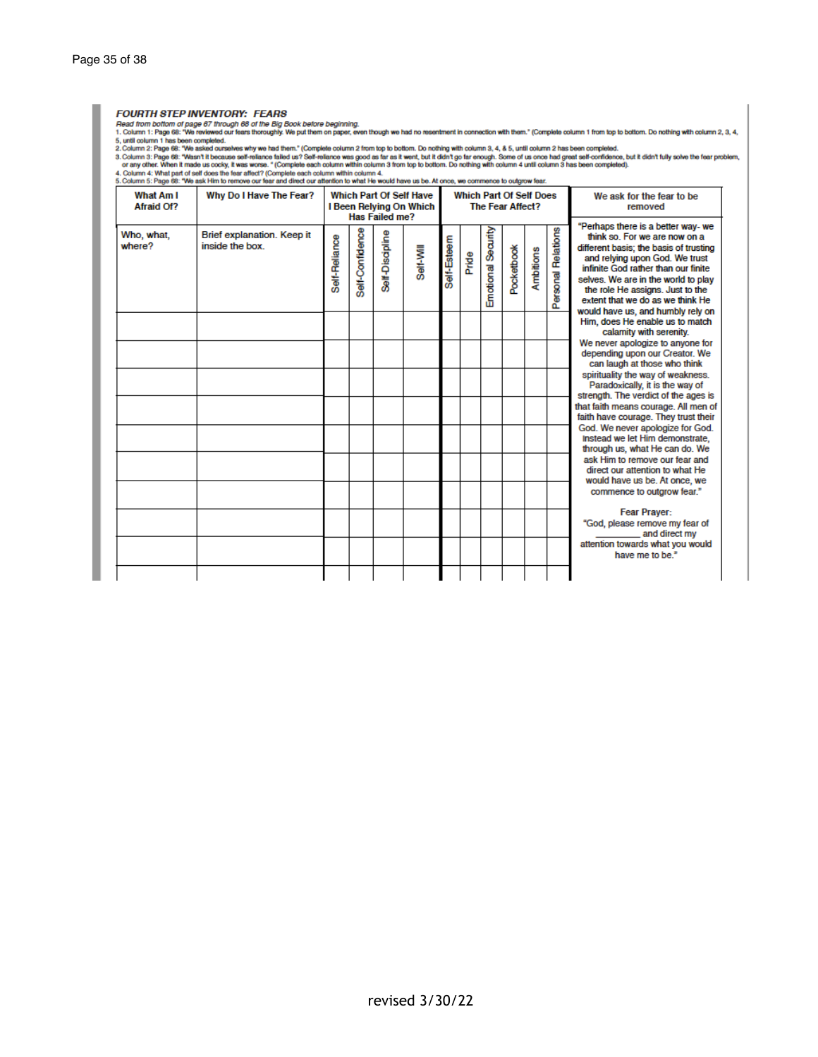### *FOURTH STEP INVENTORY: FEARS*

*Read from bottom of page 67 through 68 of the Big Book before beginning.*

1. Column 1: Page 68: "We reviewed our fears thoroughly. We put them on paper, even though we had no resentment in connection with them." (Complete column 1 from top to bottom. Do nothing with column 2, 3, 4, 5, until column 1 has been completed.
2. Column 2: Page 68: "We asked ourselves why we had them." (Complete column 2 from top to bottom. Do nothing with column 3, 4, & 5, until column 2 has been completed.
3. Column 3: Page 68: "Wasn't it because self-reliance failed us? Self-reliance was good as far as it went, but it didn't go far enough. Some of us once had great self-confidence, but it didn't fully solve the fear problem, or any other. When it made us cocky, it was worse. " (Complete each column within column 3 from top to bottom. Do nothing with column 4 until column 3 has been completed).
4. Column 4: What part of self does the fear affect? (Complete each column within column 4.
5. Column 5: Page 68: "We ask Him to remove our fear and direct our attention to what He would have us be. At once, we commence to outgrow fear.

| What Am I Afraid Of? | Why Do I Have The Fear? | Which Part Of Self Have I Been Relying On Which Has Failed me? | | | | Which Part Of Self Does The Fear Affect? | | | | | | We ask for the fear to be removed |
|---|---|---|---|---|---|---|---|---|---|---|---|---|
| Who, what, where? | Brief explanation. Keep it inside the box. | Self-Reliance | Self-Confidence | Self-Discipline | Self-Will | Self-Esteem | Pride | Emotional Security | Pocketbook | Ambitions | Personal Relations | "Perhaps there is a better way- we think so. For we are now on a different basis; the basis of trusting and relying upon God. We trust infinite God rather than our finite selves. We are in the world to play the role He assigns. Just to the extent that we do as we think He would have us, and humbly rely on Him, does He enable us to match calamity with serenity. We never apologize to anyone for depending upon our Creator. We can laugh at those who think spirituality the way of weakness. Paradoxically, it is the way of strength. The verdict of the ages is that faith means courage. All men of faith have courage. They trust their God. We never apologize for God. Instead we let Him demonstrate, through us, what He can do. We ask Him to remove our fear and direct our attention to what He would have us be. At once, we commence to outgrow fear." Fear Prayer: "God, please remove my fear of _________ and direct my attention towards what you would have me to be." |
| | | | | | | | | | | | | |
| | | | | | | | | | | | | |
| | | | | | | | | | | | | |
| | | | | | | | | | | | | |
| | | | | | | | | | | | | |
| | | | | | | | | | | | | |
| | | | | | | | | | | | | |
| | | | | | | | | | | | | |
| | | | | | | | | | | | | |
| | | | | | | | | | | | | |

revised 3/30/22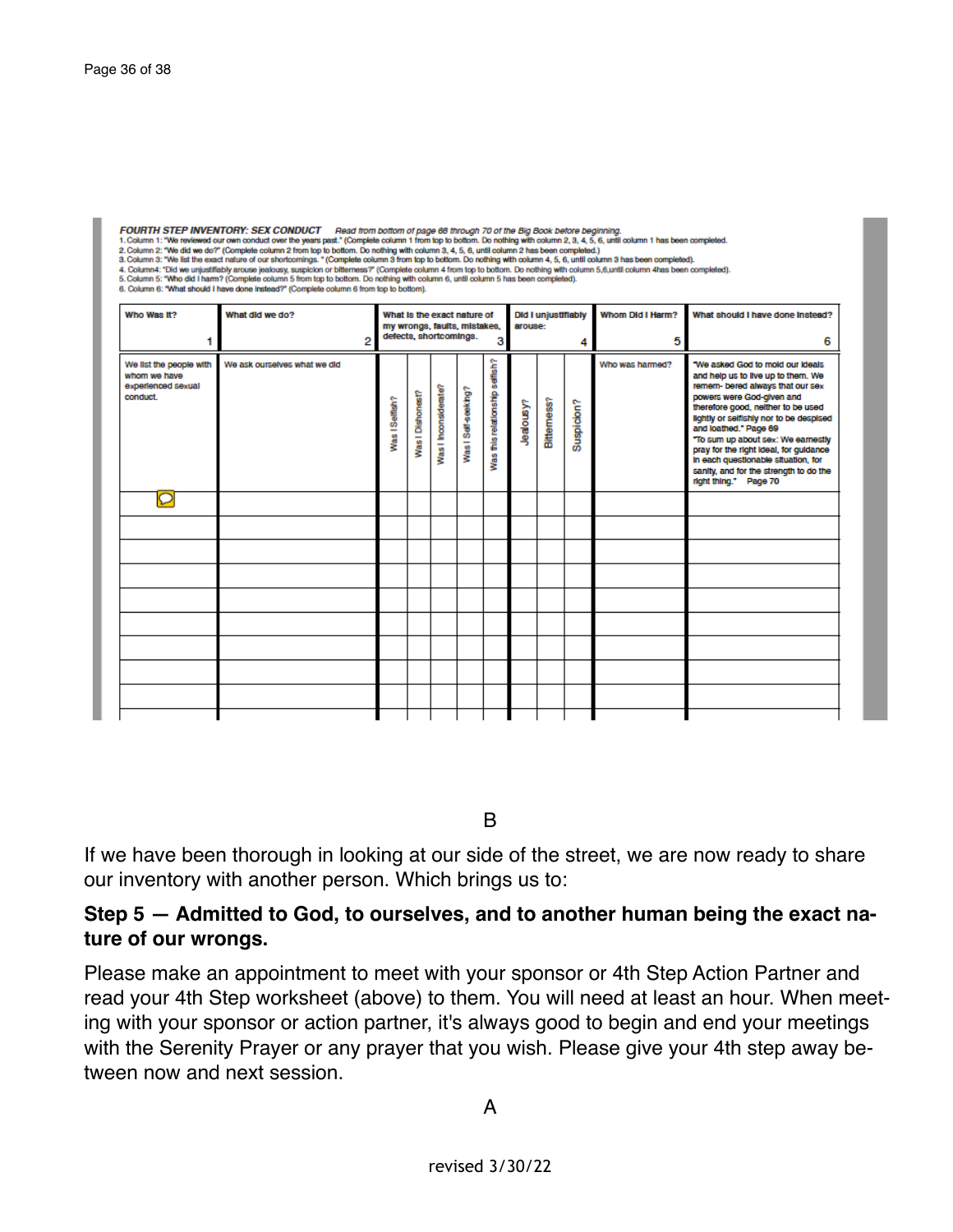**FOURTH STEP INVENTORY: SEX CONDUCT** *Read from bottom of page 68 through 70 of the Big Book before beginning.*

1. Column 1: "We reviewed our own conduct over the years past." (Complete column 1 from top to bottom. Do nothing with column 2, 3, 4, 5, 6, until column 1 has been completed.
2. Column 2: "We did we do?" (Complete column 2 from top to bottom. Do nothing with column 3, 4, 5, 6, until column 2 has been completed.)
3. Column 3: "We list the exact nature of our shortcomings. " (Complete column 3 from top to bottom. Do nothing with column 4, 5, 6, until column 3 has been completed).
4. Column4: "Did we unjustifiably arouse jealousy, suspicion or bitterness?" (Complete column 4 from top to bottom. Do nothing with column 5,6,until column 4has been completed).
5. Column 5: "Who did I harm? (Complete column 5 from top to bottom. Do nothing with column 6, until column 5 has been completed).
6. Column 6: "What should I have done instead?" (Complete column 6 from top to bottom).

| Who Was It? 1 | What did we do? 2 | What is the exact nature of my wrongs, faults, mistakes, defects, shortcomings. 3 | | | | | Did I unjustifiably arouse: 4 | | | Whom Did I Harm? 5 | What should I have done instead? 6 |
|---|---|---|---|---|---|---|---|---|---|---|---|
| We list the people with whom we have experienced sexual conduct. | We ask ourselves what we did | Was I Selfish? | Was I Dishonest? | Was I Inconsiderate? | Was I Self-seeking? | Was this relationship selfish? | Jealousy? | Bitterness? | Suspicion? | Who was harmed? | "We asked God to mold our ideals and help us to live up to them. We remem- bered always that our sex powers were God-given and therefore good, neither to be used lightly or selfishly nor to be despised and loathed." Page 69 "To sum up about sex: We earnestly pray for the right ideal, for guidance in each questionable situation, for sanity, and for the strength to do the right thing." Page 70 |
| | | | | | | | | | | | |
| | | | | | | | | | | | |
| | | | | | | | | | | | |
| | | | | | | | | | | | |
| | | | | | | | | | | | |
| | | | | | | | | | | | |
| | | | | | | | | | | | |
| | | | | | | | | | | | |
| | | | | | | | | | | | |

B

If we have been thorough in looking at our side of the street, we are now ready to share our inventory with another person. Which brings us to:

**Step 5 — Admitted to God, to ourselves, and to another human being the exact nature of our wrongs.**

Please make an appointment to meet with your sponsor or 4th Step Action Partner and read your 4th Step worksheet (above) to them. You will need at least an hour. When meeting with your sponsor or action partner, it's always good to begin and end your meetings with the Serenity Prayer or any prayer that you wish. Please give your 4th step away between now and next session.

A

revised 3/30/22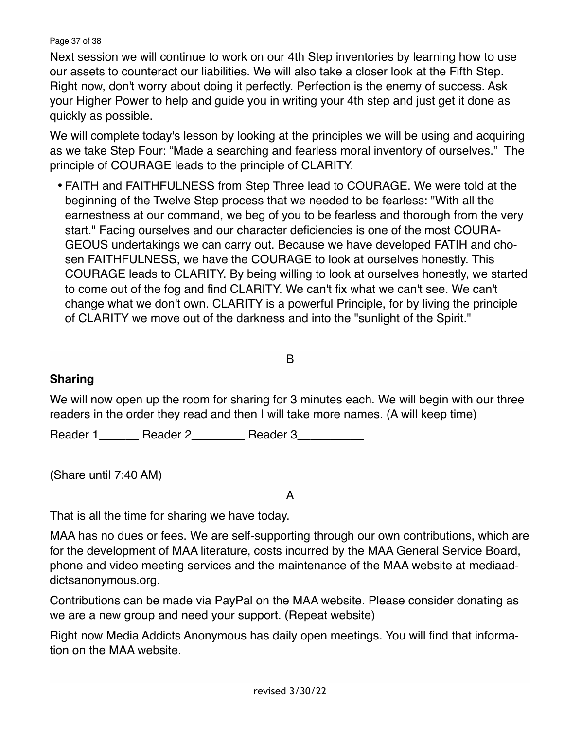Next session we will continue to work on our 4th Step inventories by learning how to use our assets to counteract our liabilities. We will also take a closer look at the Fifth Step. Right now, don't worry about doing it perfectly. Perfection is the enemy of success. Ask your Higher Power to help and guide you in writing your 4th step and just get it done as quickly as possible.

We will complete today's lesson by looking at the principles we will be using and acquiring as we take Step Four: "Made a searching and fearless moral inventory of ourselves." The principle of COURAGE leads to the principle of CLARITY.

- FAITH and FAITHFULNESS from Step Three lead to COURAGE. We were told at the beginning of the Twelve Step process that we needed to be fearless: "With all the earnestness at our command, we beg of you to be fearless and thorough from the very start." Facing ourselves and our character deficiencies is one of the most COURAGEOUS undertakings we can carry out. Because we have developed FATIH and chosen FAITHFULNESS, we have the COURAGE to look at ourselves honestly. This COURAGE leads to CLARITY. By being willing to look at ourselves honestly, we started to come out of the fog and find CLARITY. We can't fix what we can't see. We can't change what we don't own. CLARITY is a powerful Principle, for by living the principle of CLARITY we move out of the darkness and into the "sunlight of the Spirit."

B

**Sharing**

We will now open up the room for sharing for 3 minutes each. We will begin with our three readers in the order they read and then I will take more names. (A will keep time)

Reader 1______ Reader 2________ Reader 3__________

(Share until 7:40 AM)

A

That is all the time for sharing we have today.

MAA has no dues or fees. We are self-supporting through our own contributions, which are for the development of MAA literature, costs incurred by the MAA General Service Board, phone and video meeting services and the maintenance of the MAA website at mediaaddictsanonymous.org.

Contributions can be made via PayPal on the MAA website. Please consider donating as we are a new group and need your support. (Repeat website)

Right now Media Addicts Anonymous has daily open meetings. You will find that information on the MAA website.

revised 3/30/22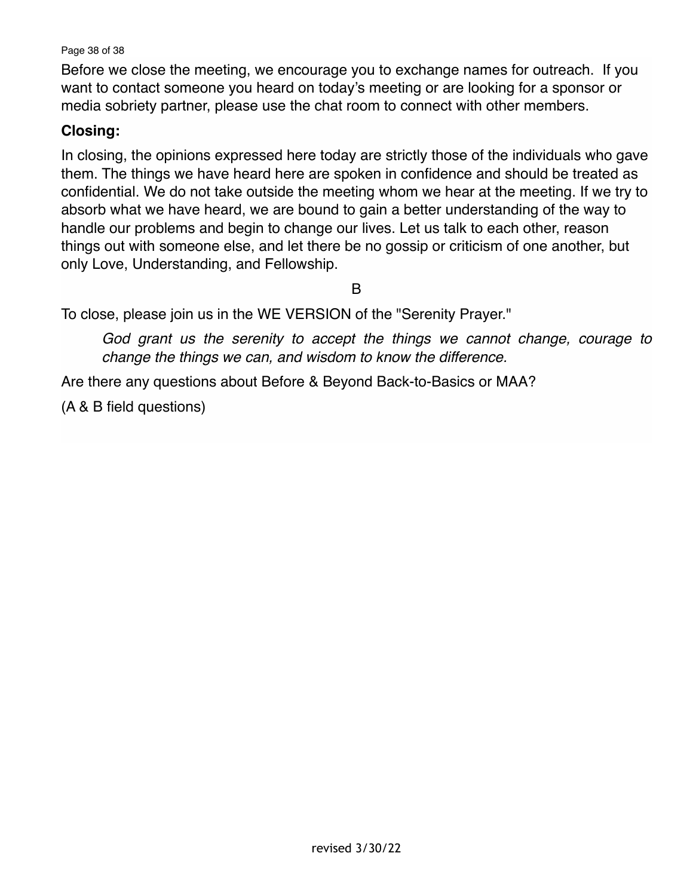Before we close the meeting, we encourage you to exchange names for outreach. If you want to contact someone you heard on today's meeting or are looking for a sponsor or media sobriety partner, please use the chat room to connect with other members.

**Closing:**

In closing, the opinions expressed here today are strictly those of the individuals who gave them. The things we have heard here are spoken in confidence and should be treated as confidential. We do not take outside the meeting whom we hear at the meeting. If we try to absorb what we have heard, we are bound to gain a better understanding of the way to handle our problems and begin to change our lives. Let us talk to each other, reason things out with someone else, and let there be no gossip or criticism of one another, but only Love, Understanding, and Fellowship.

B

To close, please join us in the WE VERSION of the "Serenity Prayer."

> *God grant us the serenity to accept the things we cannot change, courage to change the things we can, and wisdom to know the difference.*

Are there any questions about Before & Beyond Back-to-Basics or MAA?

(A & B field questions)

revised 3/30/22